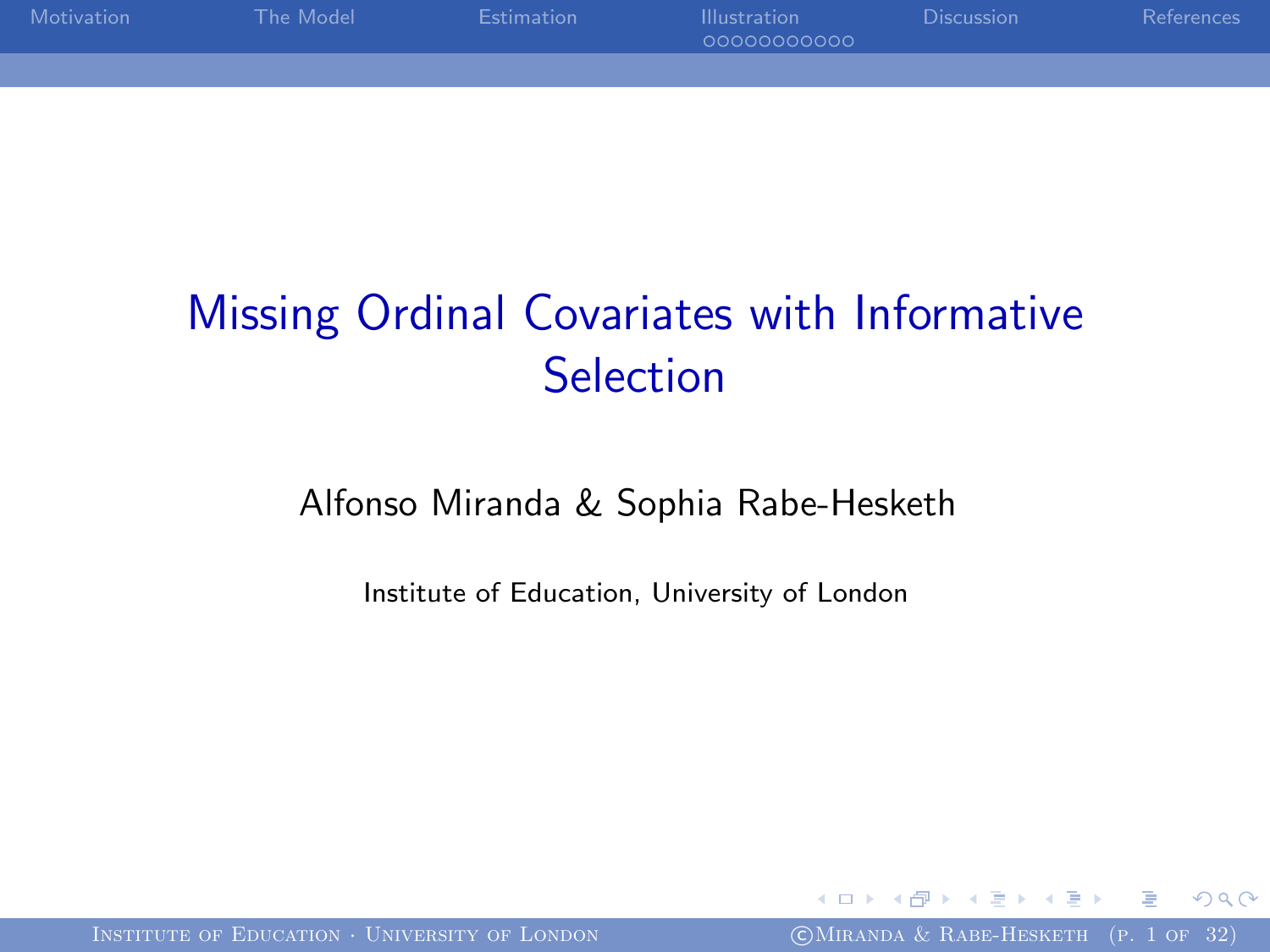# Missing Ordinal Covariates with Informative Selection

Alfonso Miranda & Sophia Rabe-Hesketh

Institute of Education, University of London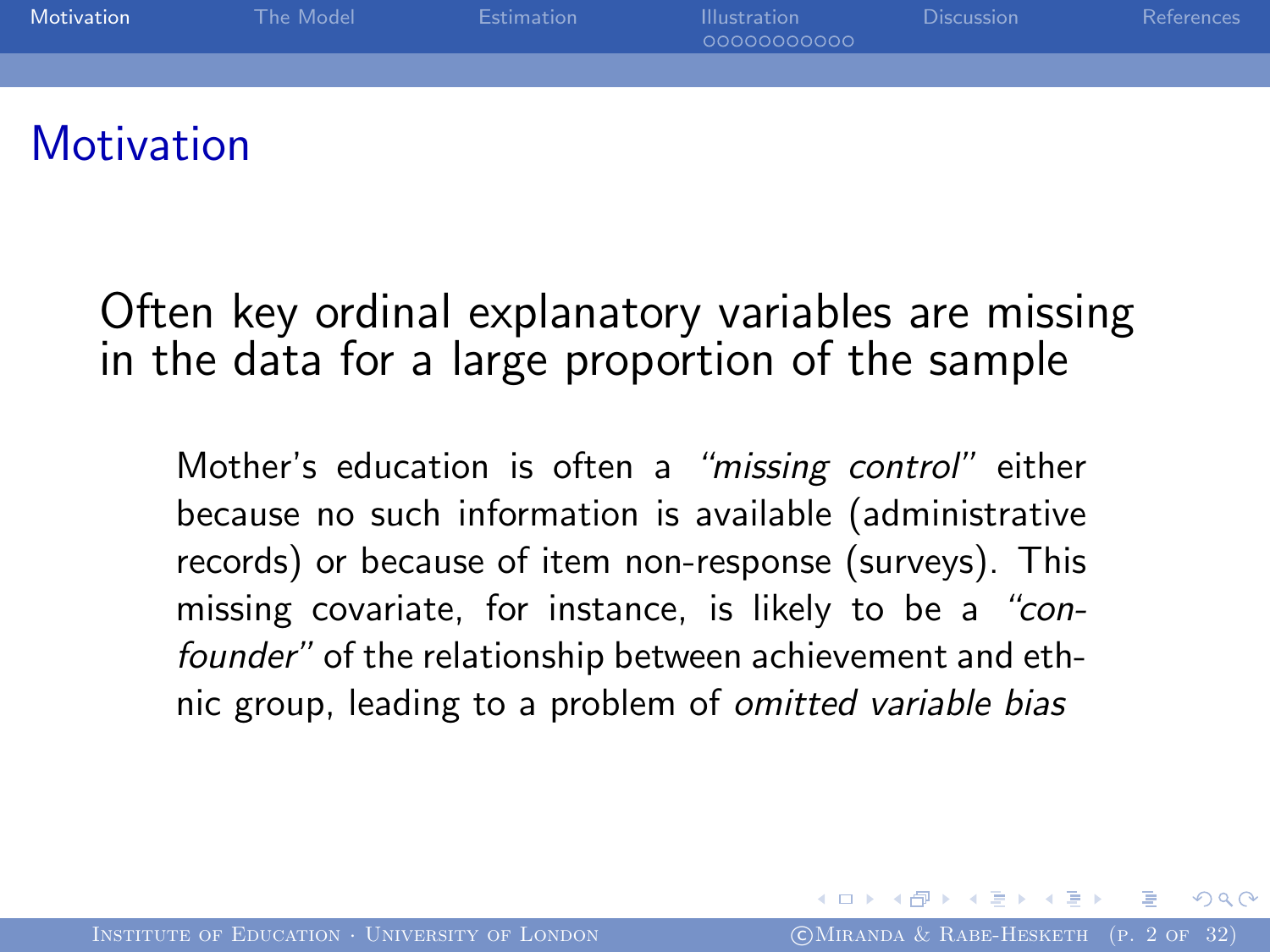# Motivation

Often key ordinal explanatory variables are missing in the data for a large proportion of the sample

> Mother's education is often a *"missing control"* either because no such information is available (administrative records) or because of item non-response (surveys). This missing covariate, for instance, is likely to be a *"confounder"* of the relationship between achievement and ethnic group, leading to a problem of *omitted variable bias*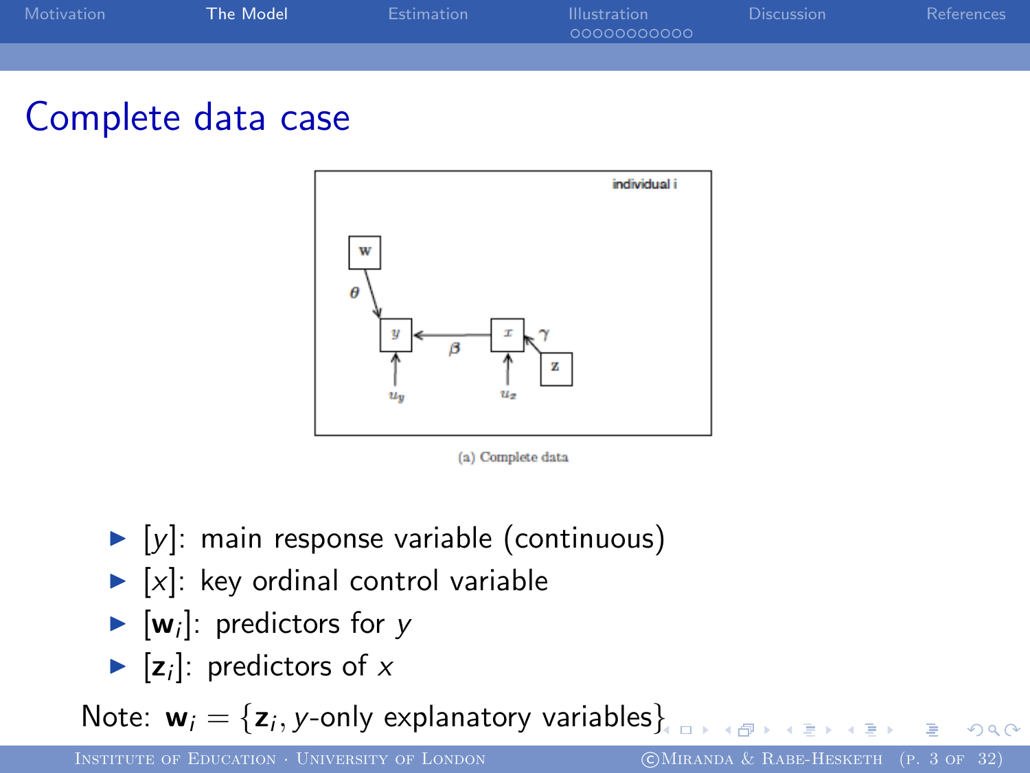# Complete data case

(a) Complete data

- $[y]$: main response variable (continuous)
- $[x]$: key ordinal control variable
- $[\mathbf{w}_i]$: predictors for $y$
- $[\mathbf{z}_i]$: predictors of $x$

Note: $\mathbf{w}_i = \{\mathbf{z}_i, y\text{-only explanatory variables}\}$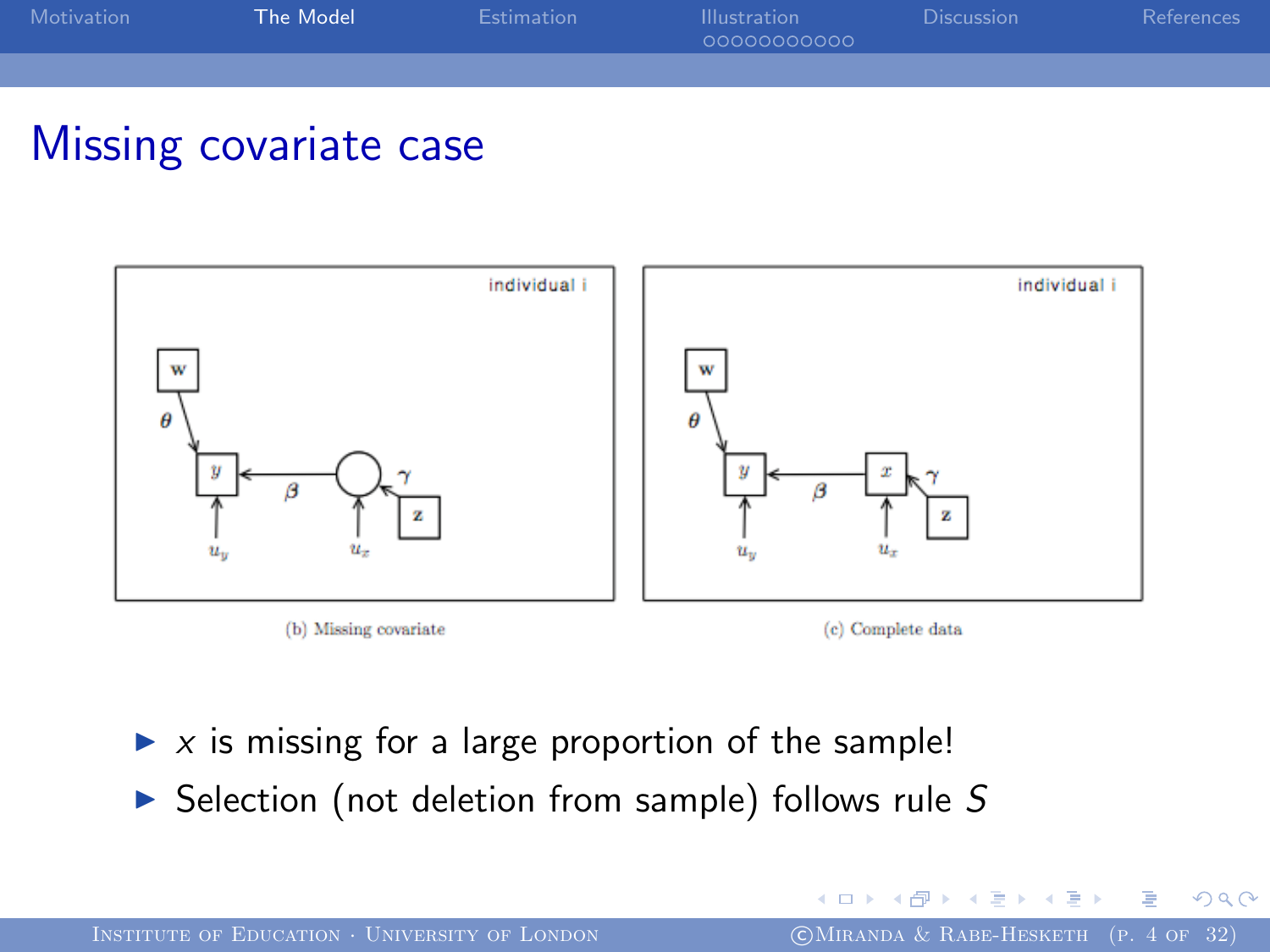# Missing covariate case

(b) Missing covariate

(c) Complete data

- $x$ is missing for a large proportion of the sample!
- Selection (not deletion from sample) follows rule $S$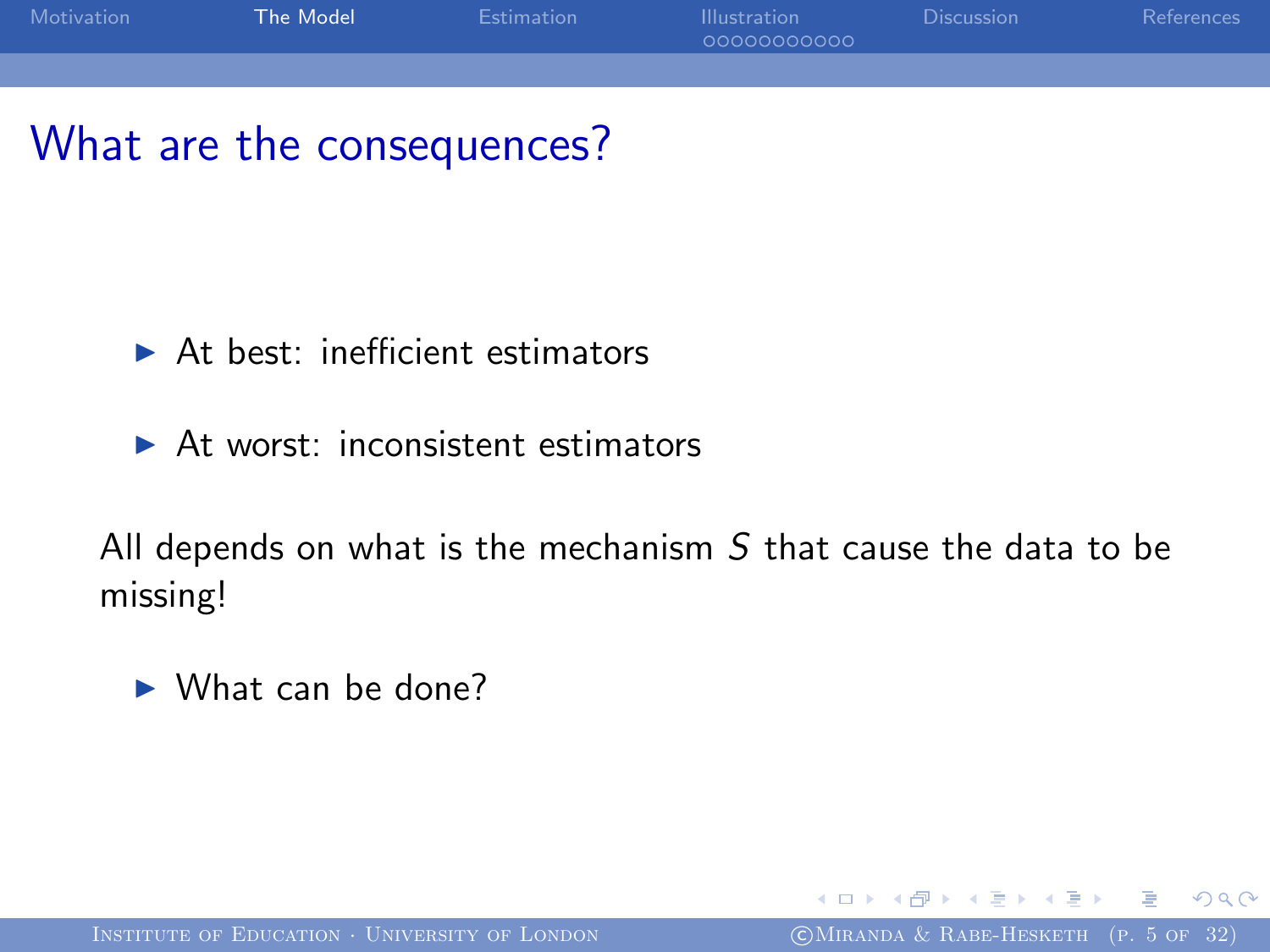# What are the consequences?

- At best: inefficient estimators
- At worst: inconsistent estimators

All depends on what is the mechanism $S$ that cause the data to be missing!

- What can be done?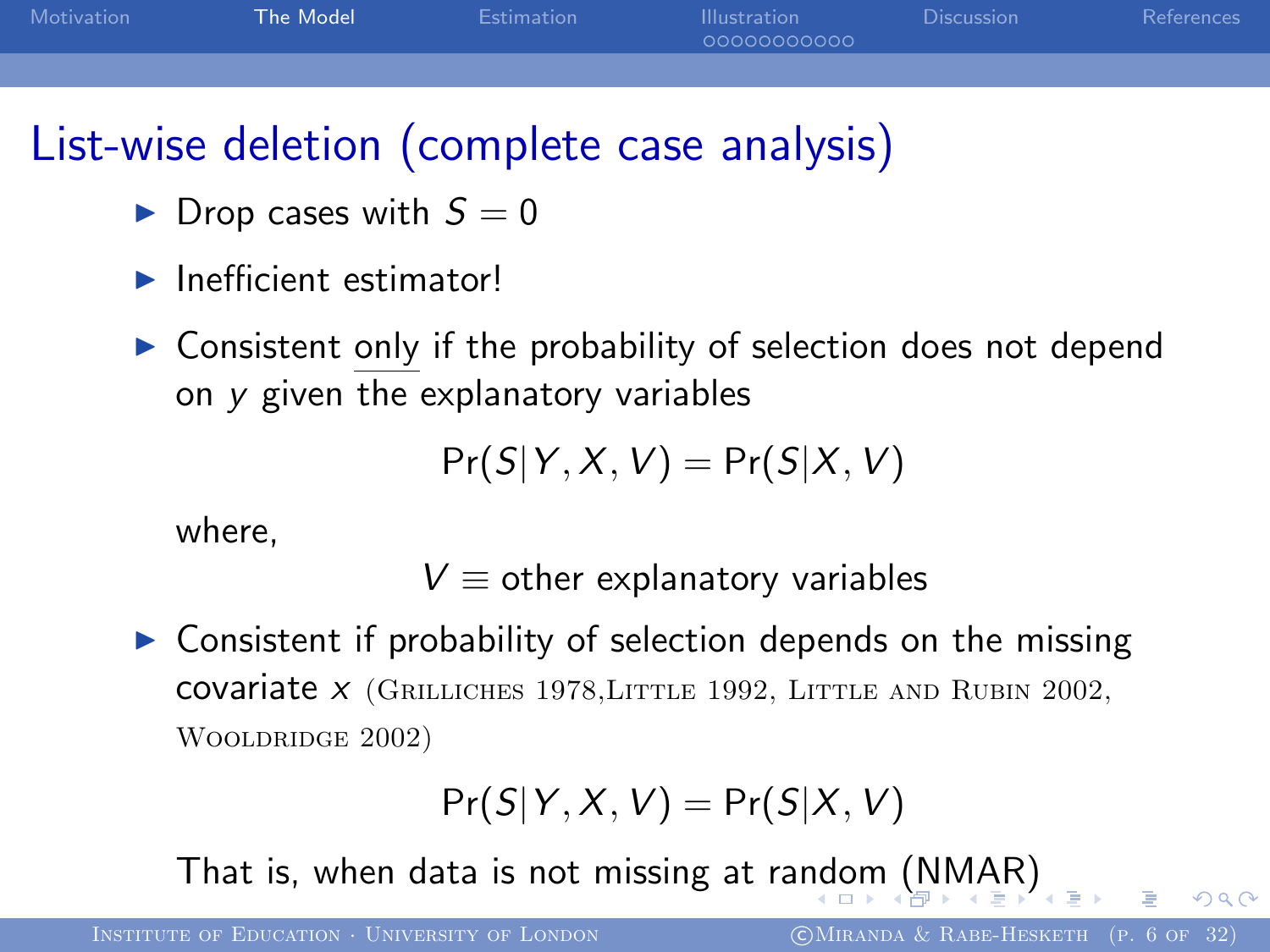# List-wise deletion (complete case analysis)

- Drop cases with $S = 0$
- Inefficient estimator!
- Consistent <u>only</u> if the probability of selection does not depend on $y$ given the explanatory variables

$$\Pr(S|Y, X, V) = \Pr(S|X, V)$$

where,

$$V \equiv \text{other explanatory variables}$$

- Consistent if probability of selection depends on the missing covariate $x$ (Grilliches 1978,Little 1992, Little and Rubin 2002, Wooldridge 2002)

$$\Pr(S|Y, X, V) = \Pr(S|X, V)$$

That is, when data is not missing at random (NMAR)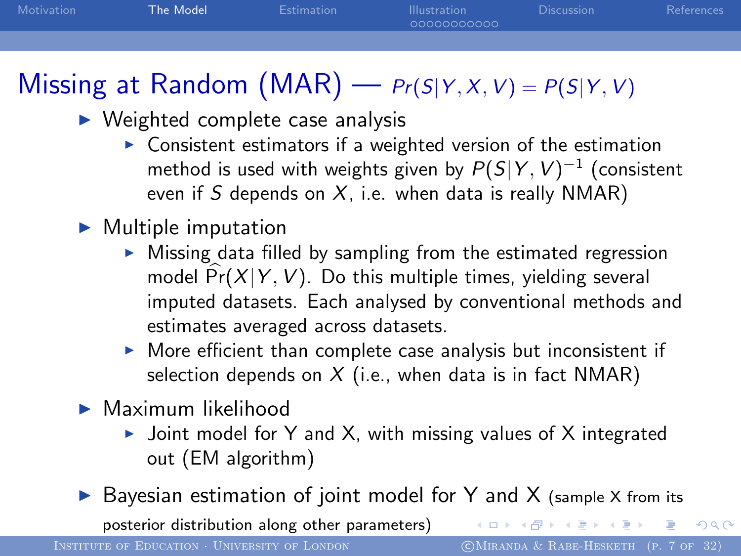# Missing at Random (MAR) — $Pr(S|Y, X, V) = P(S|Y, V)$

- Weighted complete case analysis
  - Consistent estimators if a weighted version of the estimation method is used with weights given by $P(S|Y, V)^{-1}$ (consistent even if $S$ depends on $X$, i.e. when data is really NMAR)
- Multiple imputation
  - Missing data filled by sampling from the estimated regression model $\widehat{\Pr}(X|Y, V)$. Do this multiple times, yielding several imputed datasets. Each analysed by conventional methods and estimates averaged across datasets.
  - More efficient than complete case analysis but inconsistent if selection depends on $X$ (i.e., when data is in fact NMAR)
- Maximum likelihood
  - Joint model for Y and X, with missing values of X integrated out (EM algorithm)
- Bayesian estimation of joint model for Y and X (sample X from its posterior distribution along other parameters)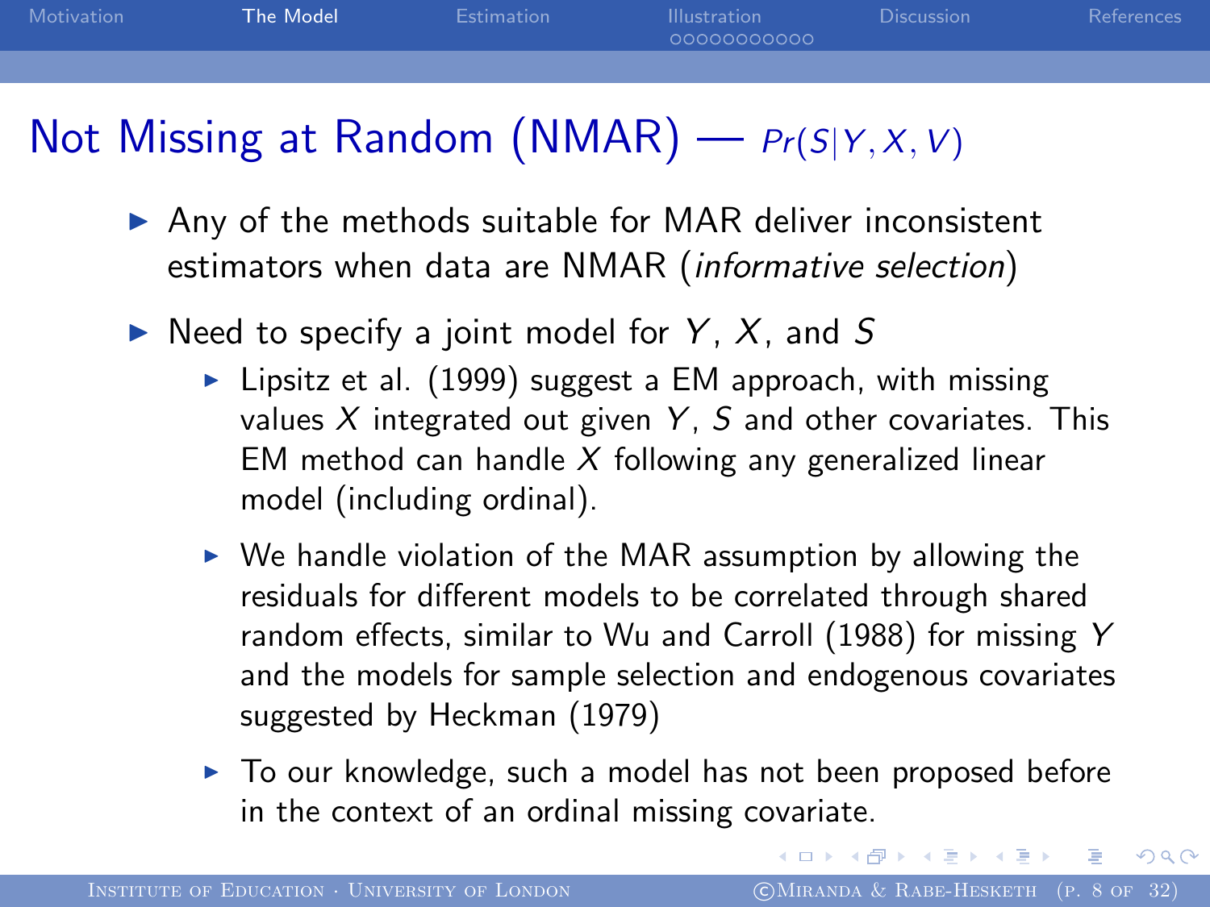# Not Missing at Random (NMAR) — $Pr(S|Y, X, V)$

- Any of the methods suitable for MAR deliver inconsistent estimators when data are NMAR (*informative selection*)
- Need to specify a joint model for $Y$, $X$, and $S$
  - Lipsitz et al. (1999) suggest a EM approach, with missing values $X$ integrated out given $Y$, $S$ and other covariates. This EM method can handle $X$ following any generalized linear model (including ordinal).
  - We handle violation of the MAR assumption by allowing the residuals for different models to be correlated through shared random effects, similar to Wu and Carroll (1988) for missing $Y$ and the models for sample selection and endogenous covariates suggested by Heckman (1979)
  - To our knowledge, such a model has not been proposed before in the context of an ordinal missing covariate.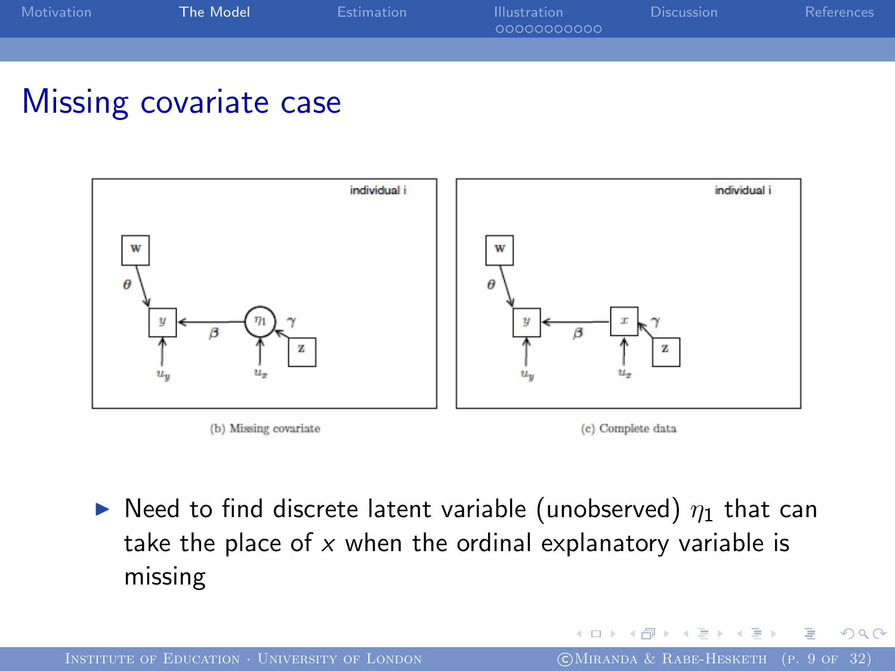# Missing covariate case

(b) Missing covariate

(c) Complete data

- Need to find discrete latent variable (unobserved) $\eta_1$ that can take the place of $x$ when the ordinal explanatory variable is missing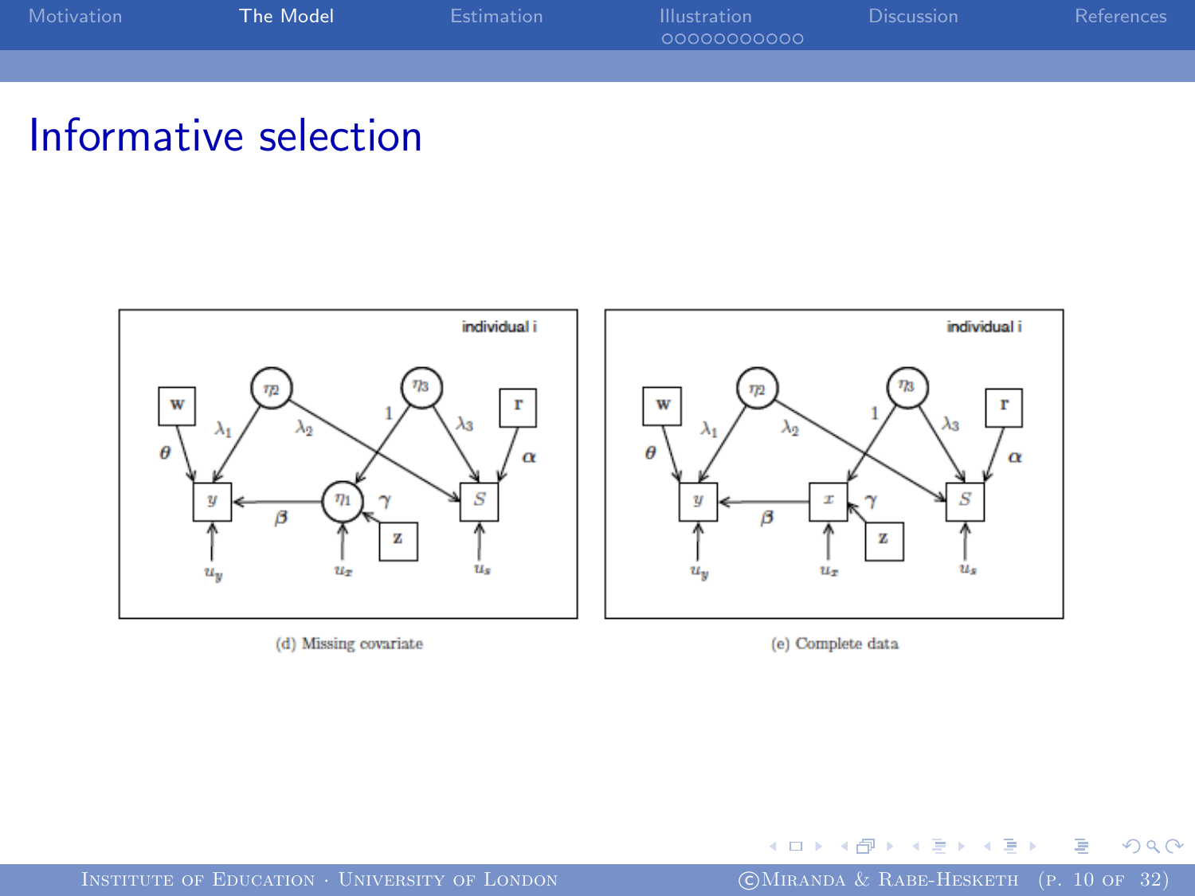# Informative selection

(d) Missing covariate

(e) Complete data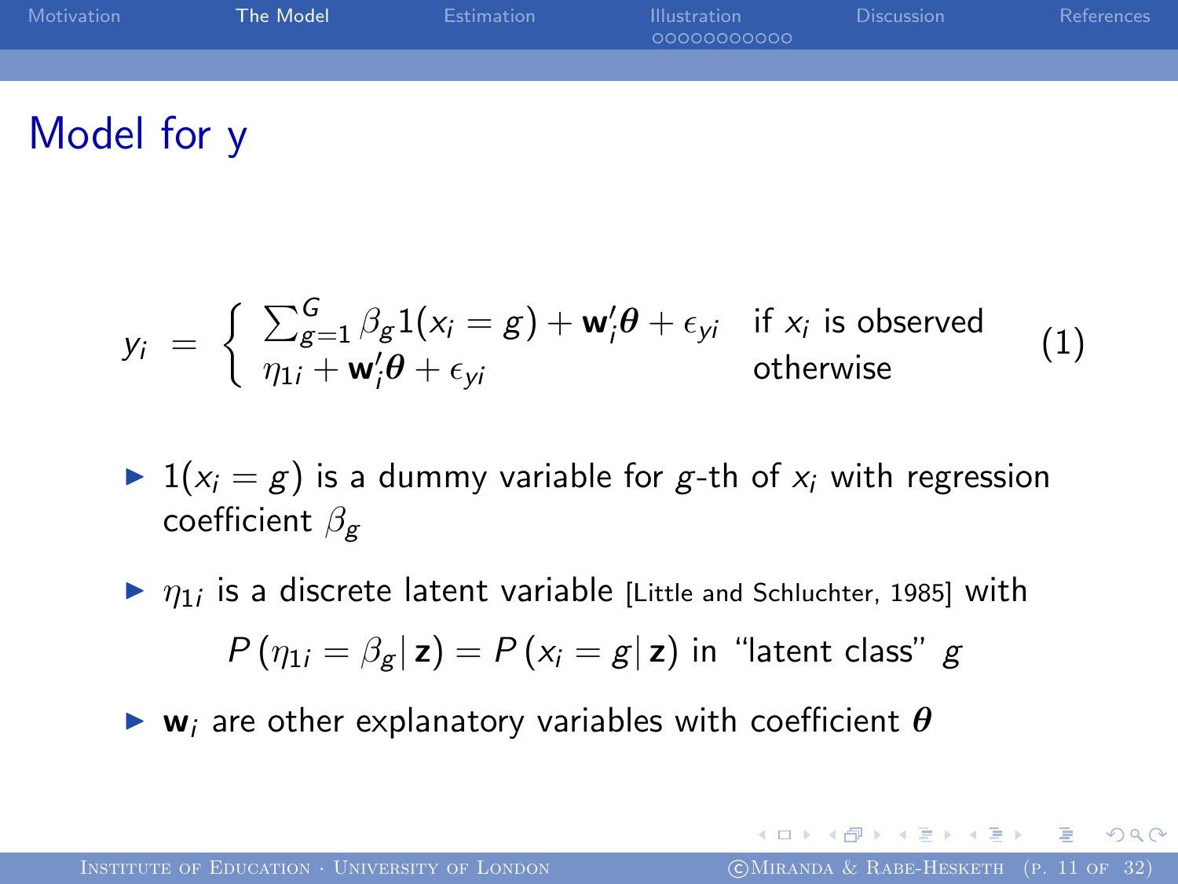# Model for y

$$
y_i = \begin{cases} \sum_{g=1}^{G} \beta_g 1(x_i = g) + \mathbf{w}_i' \boldsymbol{\theta} + \epsilon_{yi} & \text{if } x_i \text{ is observed} \\ \eta_{1i} + \mathbf{w}_i' \boldsymbol{\theta} + \epsilon_{yi} & \text{otherwise} \end{cases} \tag{1}
$$

- $1(x_i = g)$ is a dummy variable for $g$-th of $x_i$ with regression coefficient $\beta_g$
- $\eta_{1i}$ is a discrete latent variable [Little and Schluchter, 1985] with

  $$P(\eta_{1i} = \beta_g | \mathbf{z}) = P(x_i = g | \mathbf{z}) \text{ in "latent class" } g$$

- $\mathbf{w}_i$ are other explanatory variables with coefficient $\boldsymbol{\theta}$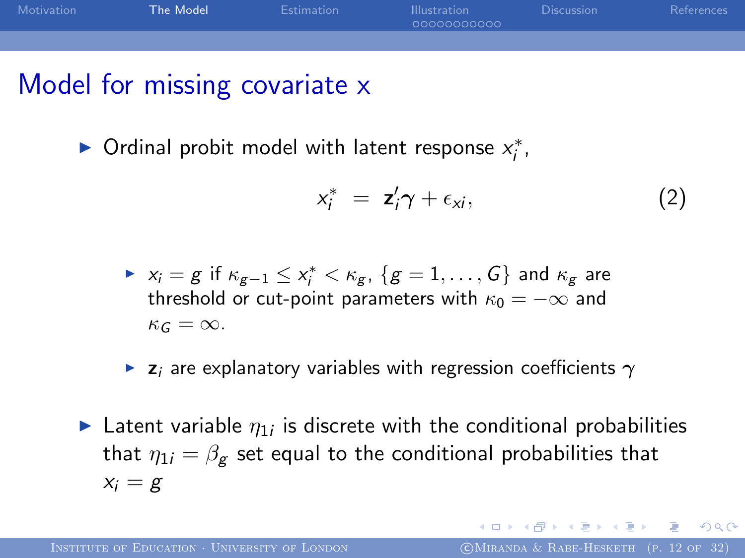# Model for missing covariate x

- Ordinal probit model with latent response $x_i^*$,

$$x_i^* = \mathbf{z}_i'\gamma + \epsilon_{xi}, \tag{2}$$

  - $x_i = g$ if $\kappa_{g-1} \leq x_i^* < \kappa_g$, $\{g = 1, \ldots, G\}$ and $\kappa_g$ are threshold or cut-point parameters with $\kappa_0 = -\infty$ and $\kappa_G = \infty$.
  - $\mathbf{z}_i$ are explanatory variables with regression coefficients $\gamma$

- Latent variable $\eta_{1i}$ is discrete with the conditional probabilities that $\eta_{1i} = \beta_g$ set equal to the conditional probabilities that $x_i = g$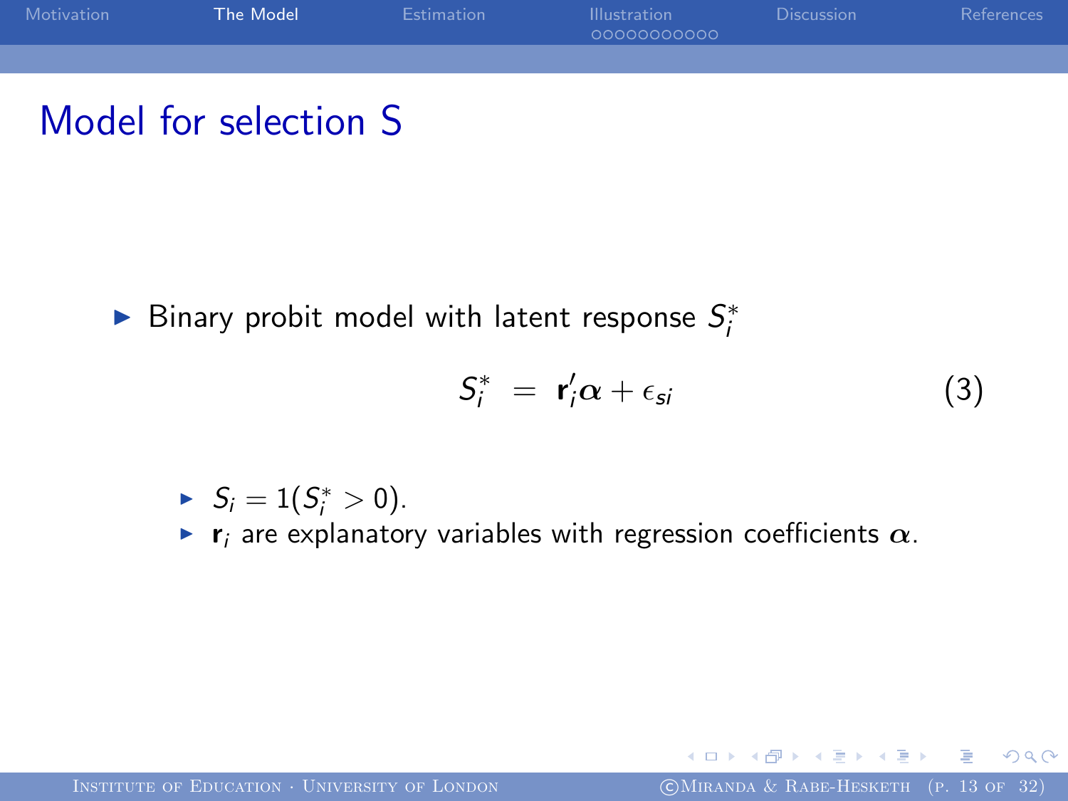# Model for selection S

- Binary probit model with latent response $S_i^*$

$$S_i^* \;=\; \mathbf{r}_i'\boldsymbol{\alpha} + \epsilon_{si} \qquad (3)$$

  - $S_i = 1(S_i^* > 0)$.
  - $\mathbf{r}_i$ are explanatory variables with regression coefficients $\boldsymbol{\alpha}$.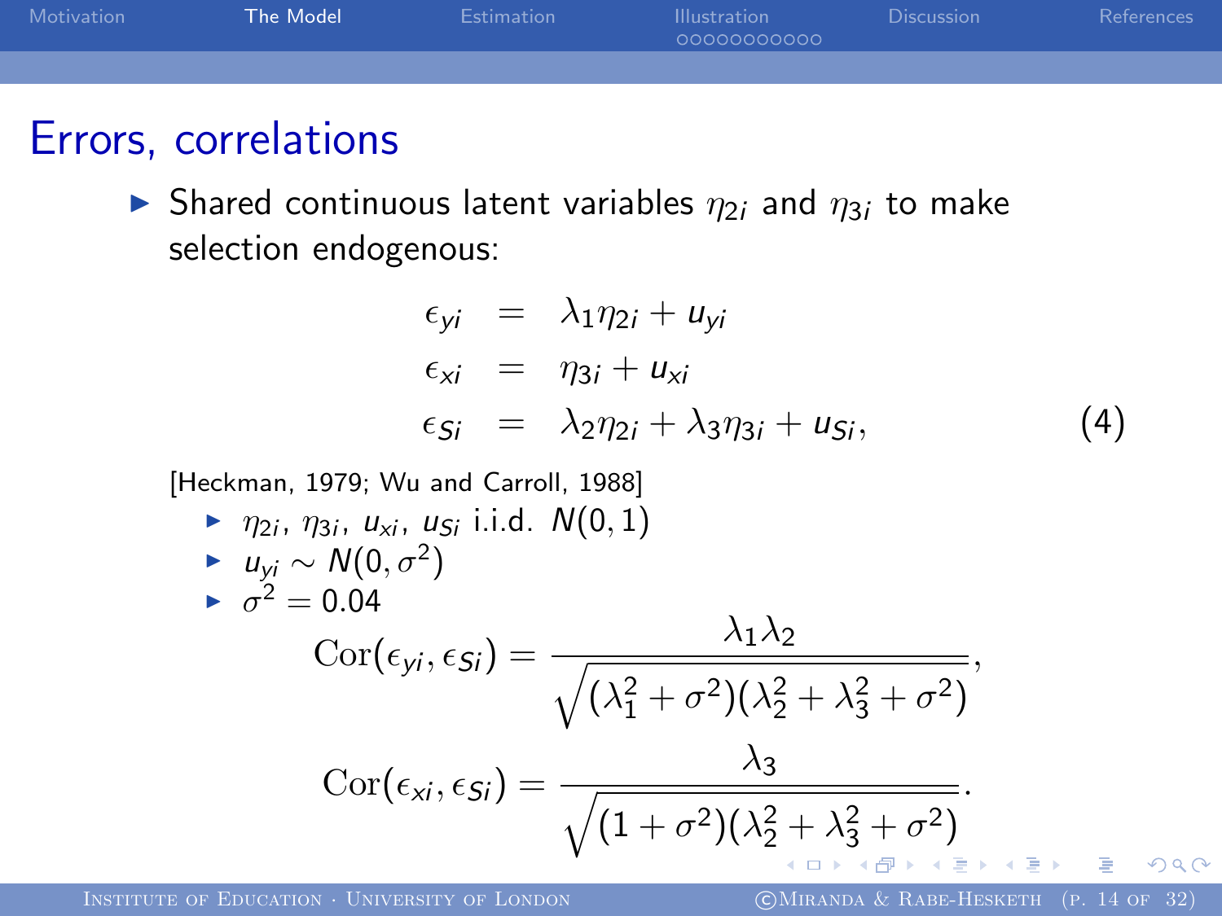# Errors, correlations

- Shared continuous latent variables $\eta_{2i}$ and $\eta_{3i}$ to make selection endogenous:

$$
\begin{aligned}
\epsilon_{yi} &= \lambda_1 \eta_{2i} + u_{yi} \\
\epsilon_{xi} &= \eta_{3i} + u_{xi} \\
\epsilon_{Si} &= \lambda_2 \eta_{2i} + \lambda_3 \eta_{3i} + u_{Si},
\end{aligned}
\tag{4}
$$

[Heckman, 1979; Wu and Carroll, 1988]

- $\eta_{2i}$, $\eta_{3i}$, $u_{xi}$, $u_{Si}$ i.i.d. $N(0,1)$
- $u_{yi} \sim N(0, \sigma^2)$
- $\sigma^2 = 0.04$

$$
\mathrm{Cor}(\epsilon_{yi}, \epsilon_{Si}) = \frac{\lambda_1 \lambda_2}{\sqrt{(\lambda_1^2 + \sigma^2)(\lambda_2^2 + \lambda_3^2 + \sigma^2)}},
$$

$$
\mathrm{Cor}(\epsilon_{xi}, \epsilon_{Si}) = \frac{\lambda_3}{\sqrt{(1 + \sigma^2)(\lambda_2^2 + \lambda_3^2 + \sigma^2)}}.
$$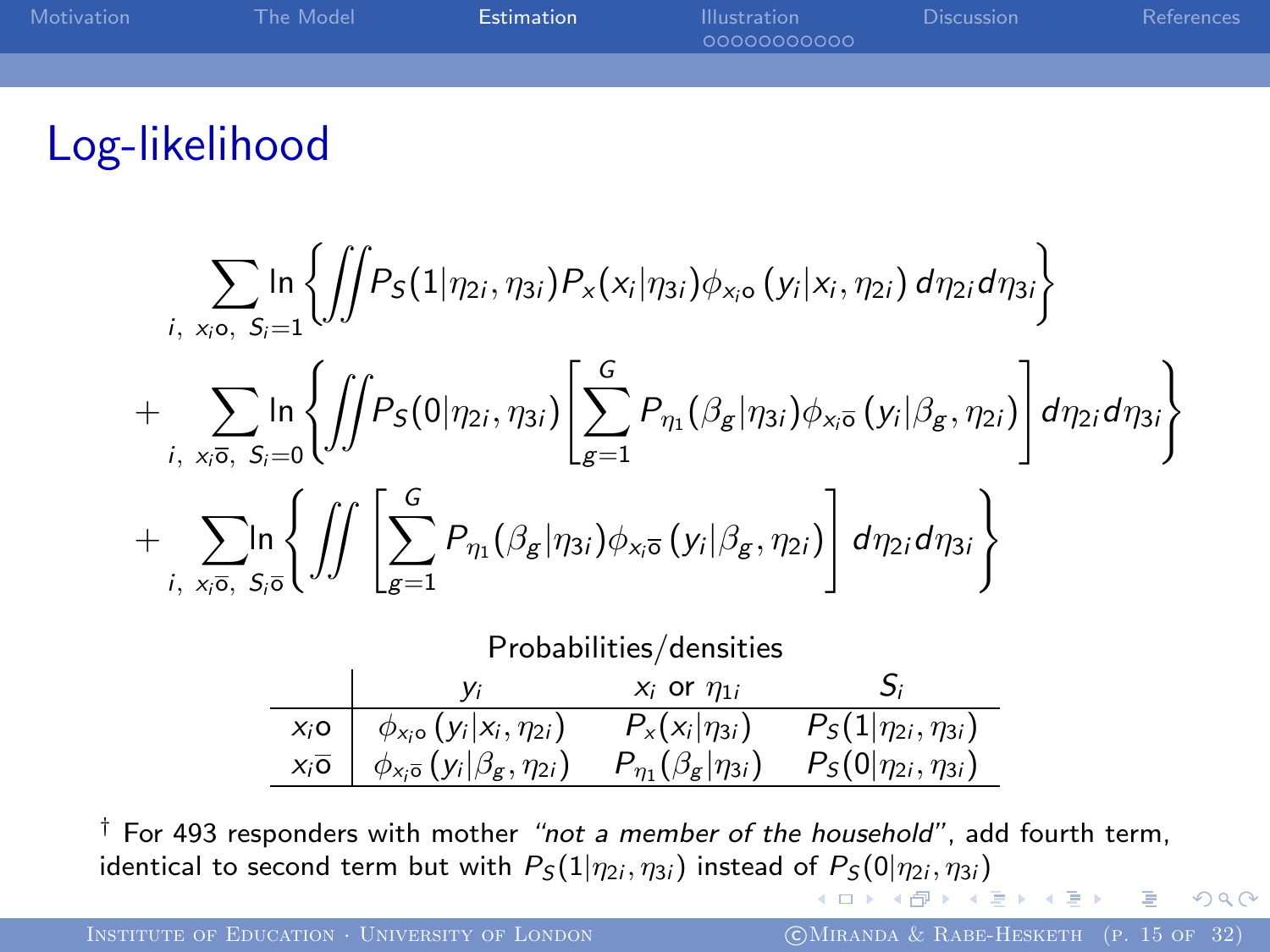# Log-likelihood

$$
\begin{aligned}
&\sum_{i,\ x_i\text{o},\ S_i=1} \ln\left\{\iint P_S(1|\eta_{2i},\eta_{3i}) P_x(x_i|\eta_{3i}) \phi_{x_i\text{o}}\left(y_i|x_i,\eta_{2i}\right) d\eta_{2i} d\eta_{3i}\right\} \\
+ &\sum_{i,\ x_i\bar{\text{o}},\ S_i=0} \ln\left\{\iint P_S(0|\eta_{2i},\eta_{3i}) \left[\sum_{g=1}^{G} P_{\eta_1}(\beta_g|\eta_{3i}) \phi_{x_i\bar{\text{o}}}\left(y_i|\beta_g,\eta_{2i}\right)\right] d\eta_{2i} d\eta_{3i}\right\} \\
+ &\sum_{i,\ x_i\bar{\text{o}},\ S_i\bar{\text{o}}} \ln\left\{\iint \left[\sum_{g=1}^{G} P_{\eta_1}(\beta_g|\eta_{3i}) \phi_{x_i\bar{\text{o}}}\left(y_i|\beta_g,\eta_{2i}\right)\right] d\eta_{2i} d\eta_{3i}\right\}
\end{aligned}
$$

Probabilities/densities

| | $y_i$ | $x_i$ or $\eta_{1i}$ | $S_i$ |
|---|---|---|---|
| $x_i\text{o}$ | $\phi_{x_i\text{o}}\left(y_i\|x_i,\eta_{2i}\right)$ | $P_x(x_i\|\eta_{3i})$ | $P_S(1\|\eta_{2i},\eta_{3i})$ |
| $x_i\bar{\text{o}}$ | $\phi_{x_i\bar{\text{o}}}\left(y_i\|\beta_g,\eta_{2i}\right)$ | $P_{\eta_1}(\beta_g\|\eta_{3i})$ | $P_S(0\|\eta_{2i},\eta_{3i})$ |

† For 493 responders with mother *"not a member of the household"*, add fourth term, identical to second term but with $P_S(1|\eta_{2i},\eta_{3i})$ instead of $P_S(0|\eta_{2i},\eta_{3i})$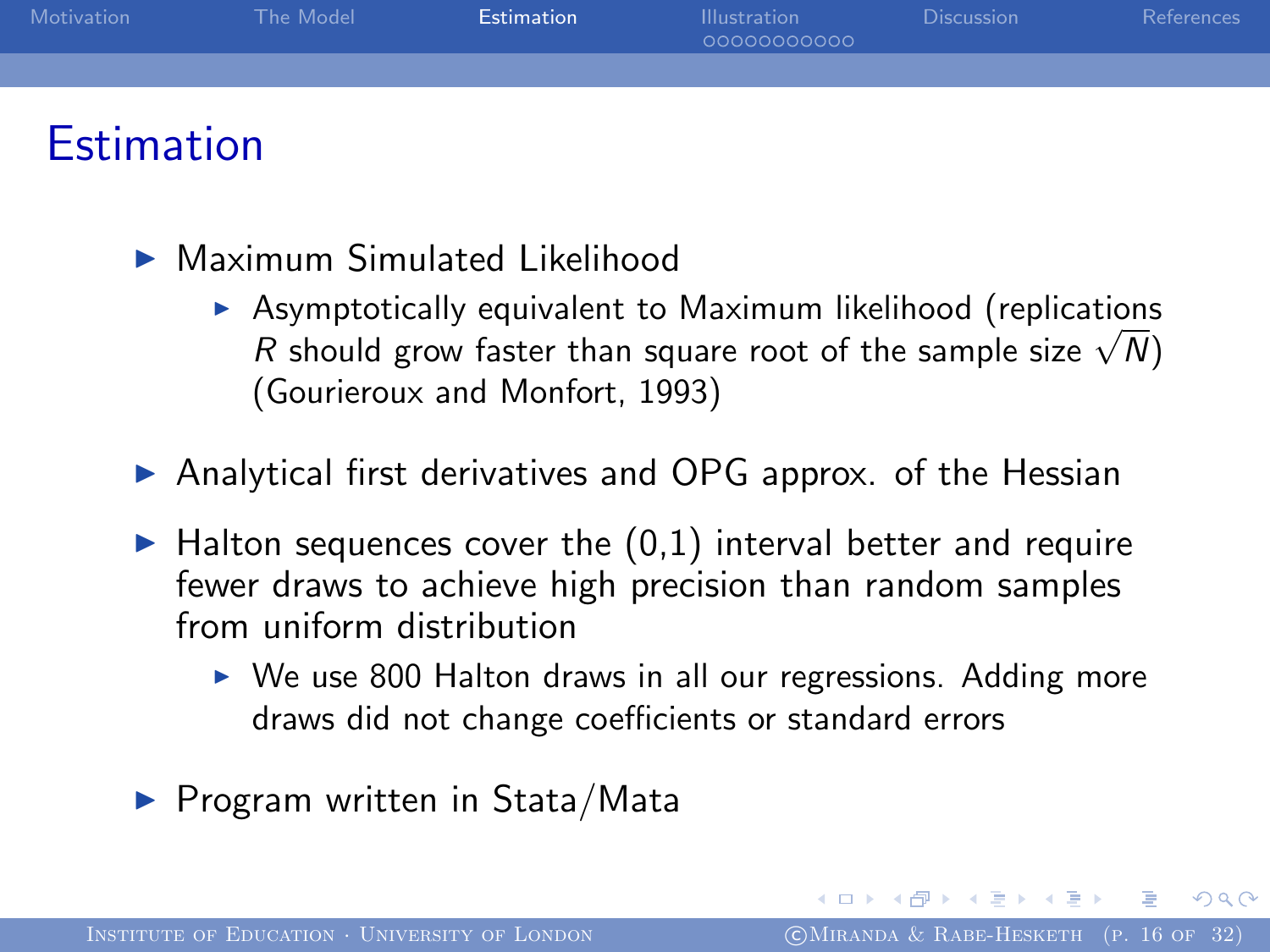# Estimation

- Maximum Simulated Likelihood
  - Asymptotically equivalent to Maximum likelihood (replications $R$ should grow faster than square root of the sample size $\sqrt{N}$) (Gourieroux and Monfort, 1993)

- Analytical first derivatives and OPG approx. of the Hessian

- Halton sequences cover the (0,1) interval better and require fewer draws to achieve high precision than random samples from uniform distribution
  - We use 800 Halton draws in all our regressions. Adding more draws did not change coefficients or standard errors

- Program written in Stata/Mata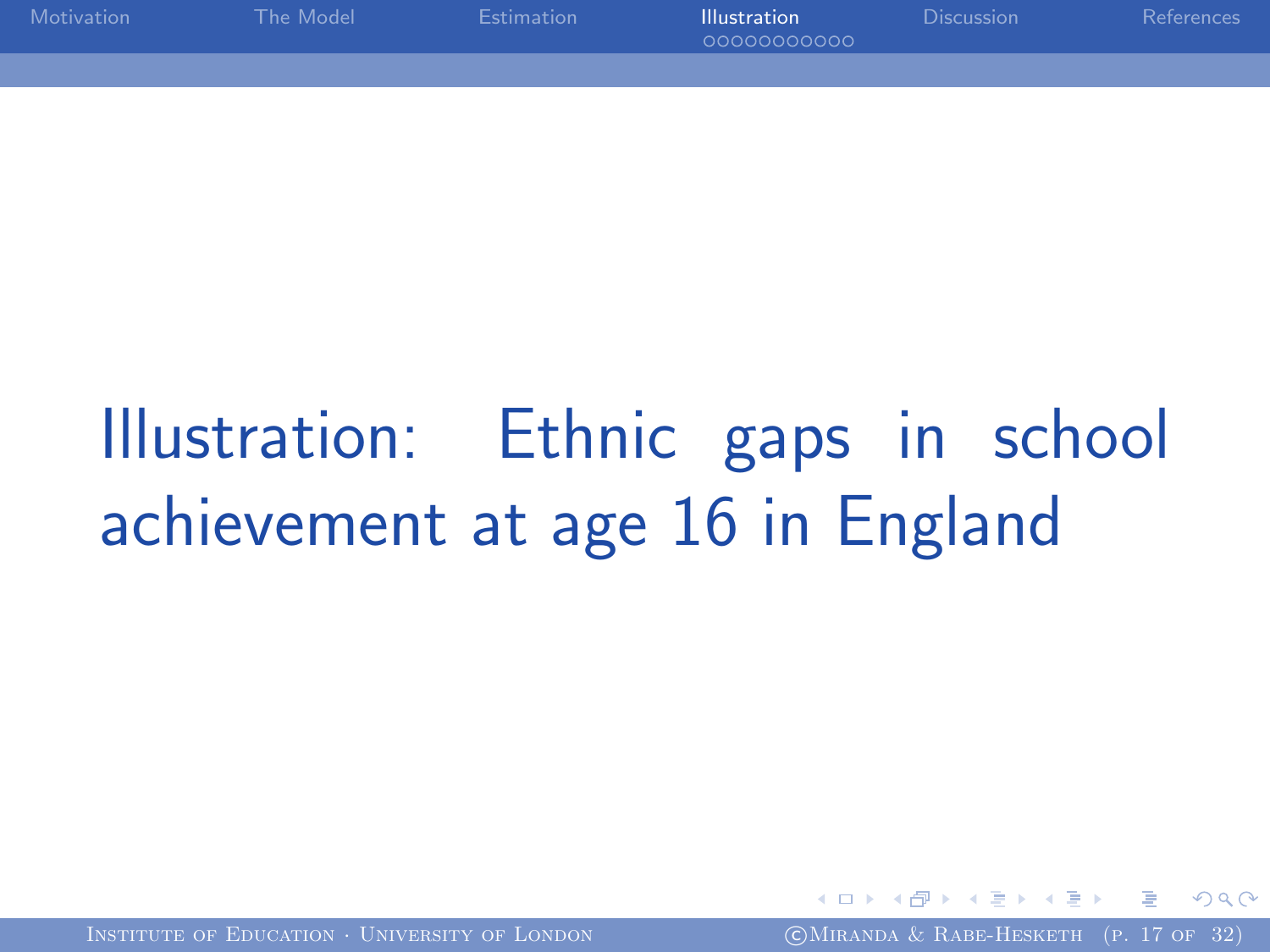# Illustration: Ethnic gaps in school achievement at age 16 in England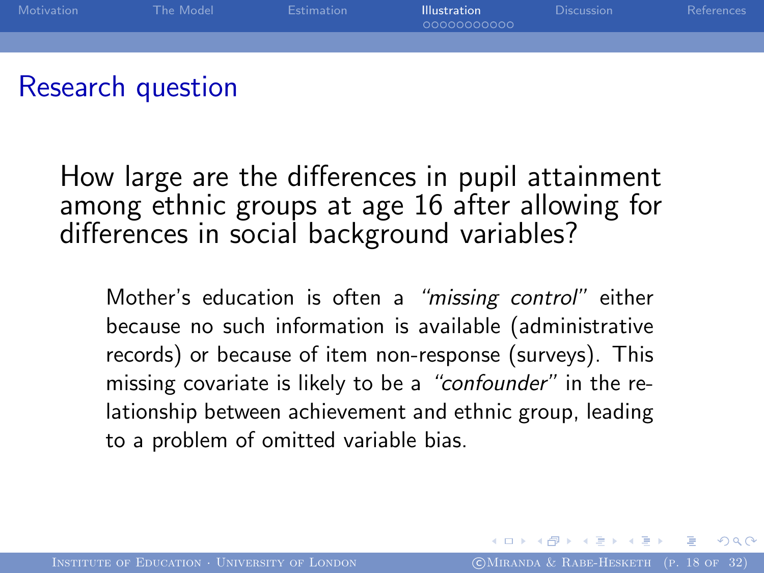## Research question

How large are the differences in pupil attainment among ethnic groups at age 16 after allowing for differences in social background variables?

> Mother's education is often a *"missing control"* either because no such information is available (administrative records) or because of item non-response (surveys). This missing covariate is likely to be a *"confounder"* in the relationship between achievement and ethnic group, leading to a problem of omitted variable bias.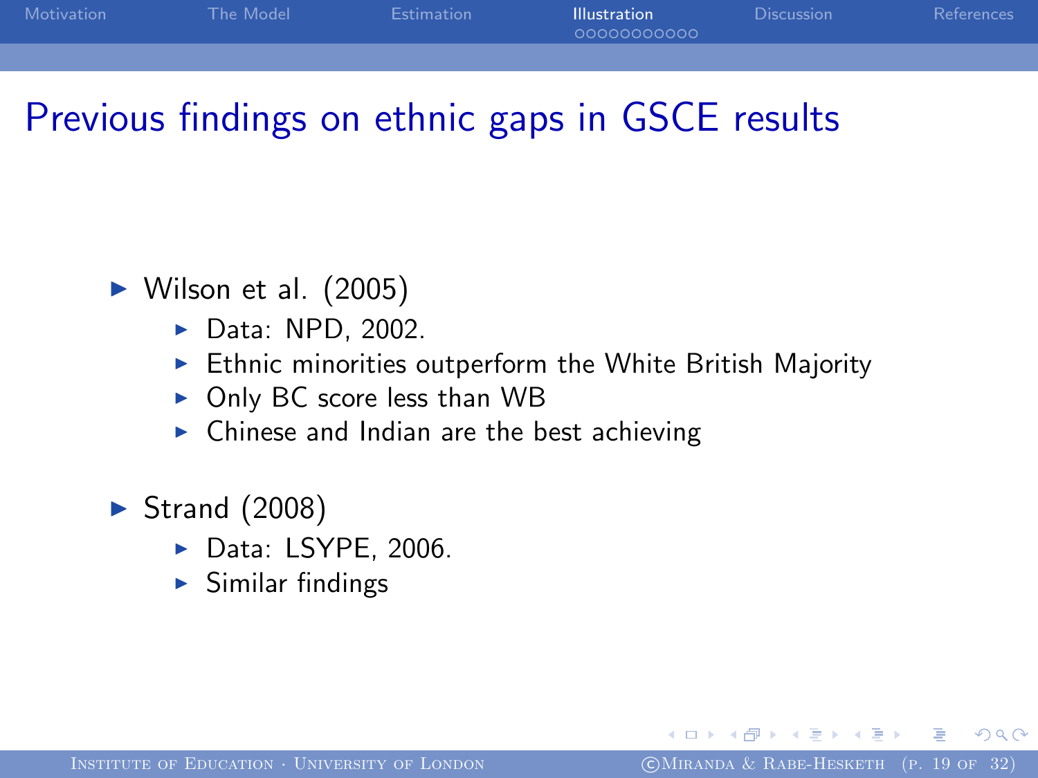# Previous findings on ethnic gaps in GSCE results

- Wilson et al. (2005)
  - Data: NPD, 2002.
  - Ethnic minorities outperform the White British Majority
  - Only BC score less than WB
  - Chinese and Indian are the best achieving
- Strand (2008)
  - Data: LSYPE, 2006.
  - Similar findings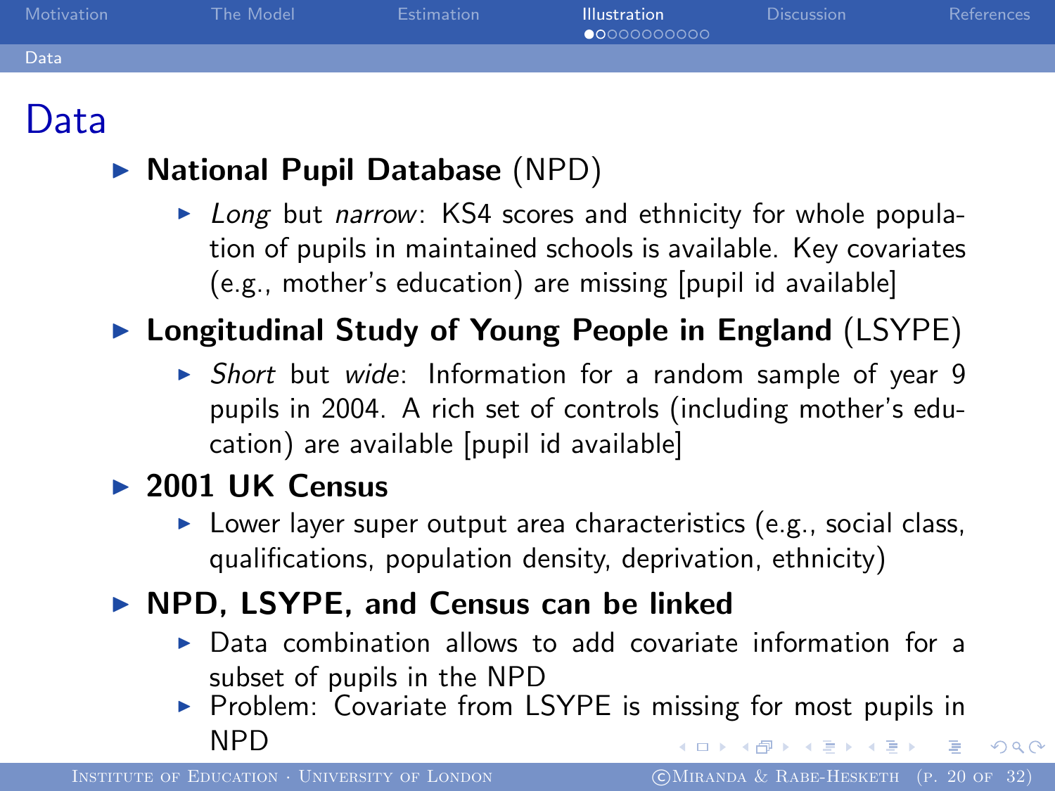# Data

- **National Pupil Database** (NPD)
  - *Long* but *narrow*: KS4 scores and ethnicity for whole population of pupils in maintained schools is available. Key covariates (e.g., mother's education) are missing [pupil id available]
- **Longitudinal Study of Young People in England** (LSYPE)
  - *Short* but *wide*: Information for a random sample of year 9 pupils in 2004. A rich set of controls (including mother's education) are available [pupil id available]
- **2001 UK Census**
  - Lower layer super output area characteristics (e.g., social class, qualifications, population density, deprivation, ethnicity)
- **NPD, LSYPE, and Census can be linked**
  - Data combination allows to add covariate information for a subset of pupils in the NPD
  - Problem: Covariate from LSYPE is missing for most pupils in NPD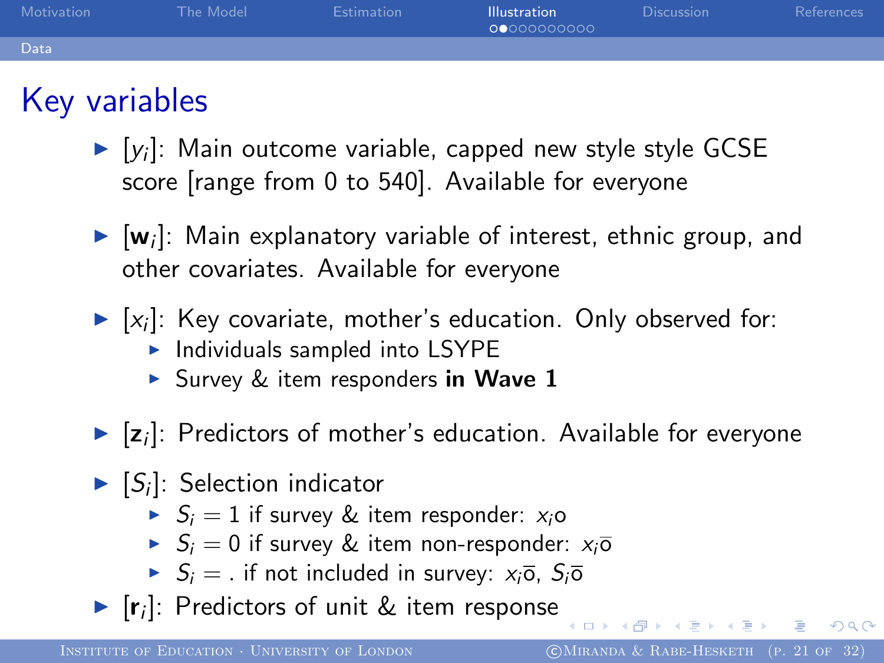# Key variables

- $[y_i]$: Main outcome variable, capped new style style GCSE score [range from 0 to 540]. Available for everyone
- $[\mathbf{w}_i]$: Main explanatory variable of interest, ethnic group, and other covariates. Available for everyone
- $[x_i]$: Key covariate, mother's education. Only observed for:
  - Individuals sampled into LSYPE
  - Survey & item responders **in Wave 1**
- $[\mathbf{z}_i]$: Predictors of mother's education. Available for everyone
- $[S_i]$: Selection indicator
  - $S_i = 1$ if survey & item responder: $x_i \text{o}$
  - $S_i = 0$ if survey & item non-responder: $x_i \bar{\text{o}}$
  - $S_i = .$ if not included in survey: $x_i \bar{\text{o}}$, $S_i \bar{\text{o}}$
- $[\mathbf{r}_i]$: Predictors of unit & item response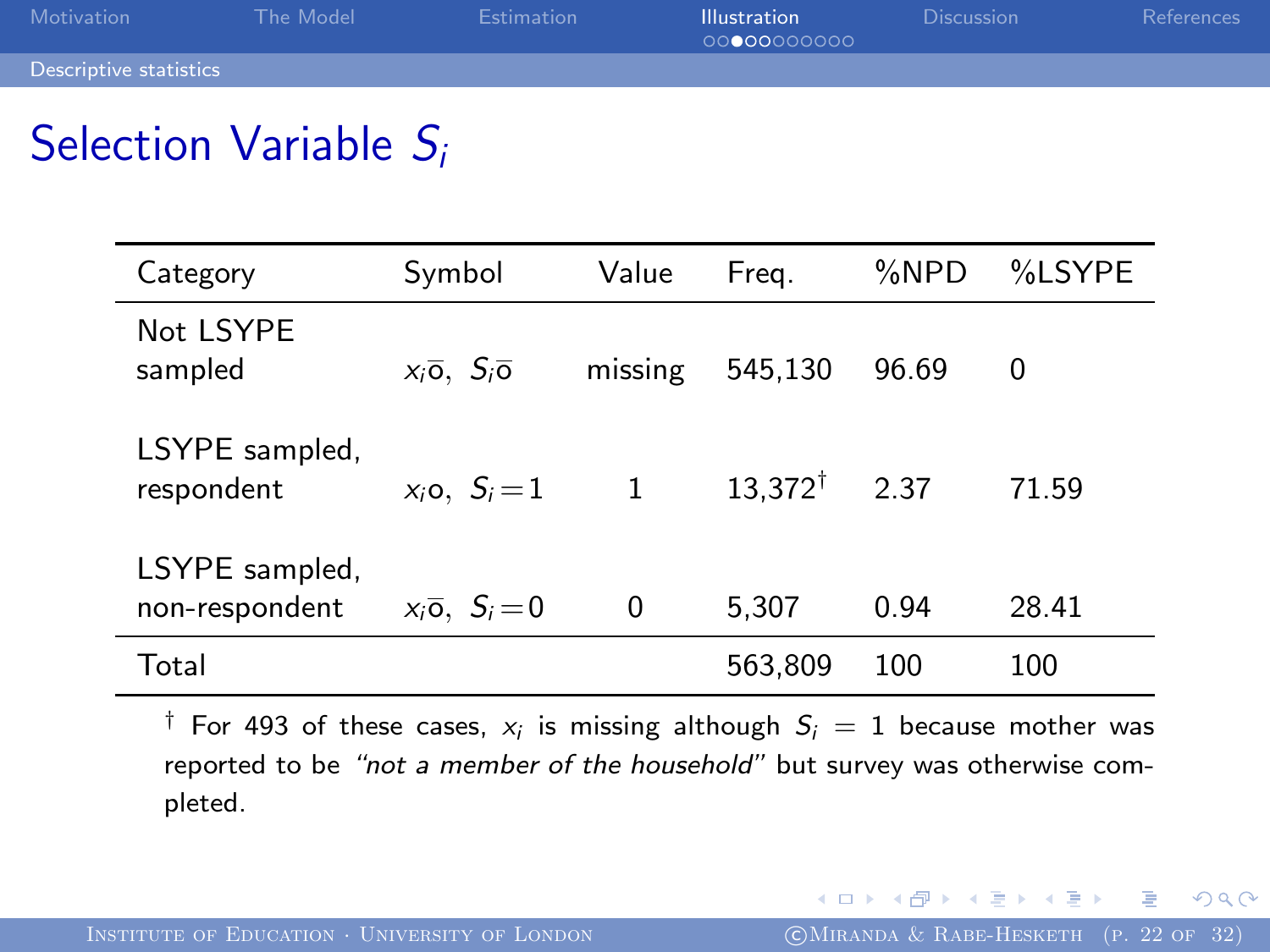# Selection Variable $S_i$

| Category | Symbol | Value | Freq. | %NPD | %LSYPE |
|---|---|---|---|---|---|
| Not LSYPE sampled | $x_i\bar{o}$, $S_i\bar{o}$ | missing | 545,130 | 96.69 | 0 |
| LSYPE sampled, respondent | $x_i o$, $S_i = 1$ | 1 | 13,372[†] | 2.37 | 71.59 |
| LSYPE sampled, non-respondent | $x_i\bar{o}$, $S_i = 0$ | 0 | 5,307 | 0.94 | 28.41 |
| Total | | | 563,809 | 100 | 100 |

[†] For 493 of these cases, $x_i$ is missing although $S_i = 1$ because mother was reported to be *"not a member of the household"* but survey was otherwise completed.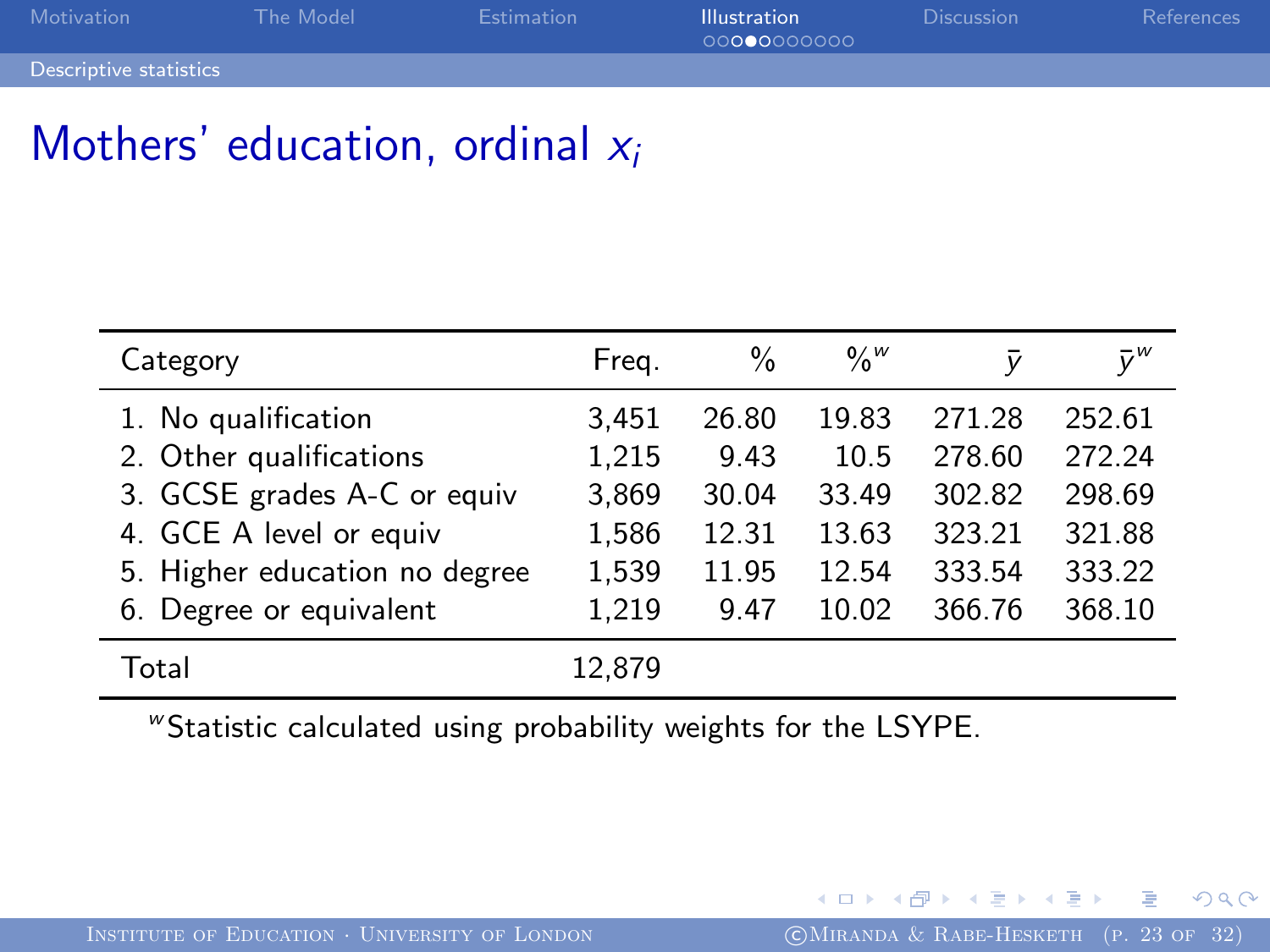# Mothers' education, ordinal $x_i$

| Category | Freq. | % | $\%^w$ | $\bar{y}$ | $\bar{y}^w$ |
|---|---|---|---|---|---|
| 1. No qualification | 3,451 | 26.80 | 19.83 | 271.28 | 252.61 |
| 2. Other qualifications | 1,215 | 9.43 | 10.5 | 278.60 | 272.24 |
| 3. GCSE grades A-C or equiv | 3,869 | 30.04 | 33.49 | 302.82 | 298.69 |
| 4. GCE A level or equiv | 1,586 | 12.31 | 13.63 | 323.21 | 321.88 |
| 5. Higher education no degree | 1,539 | 11.95 | 12.54 | 333.54 | 333.22 |
| 6. Degree or equivalent | 1,219 | 9.47 | 10.02 | 366.76 | 368.10 |
| Total | 12,879 | | | | |

$^w$Statistic calculated using probability weights for the LSYPE.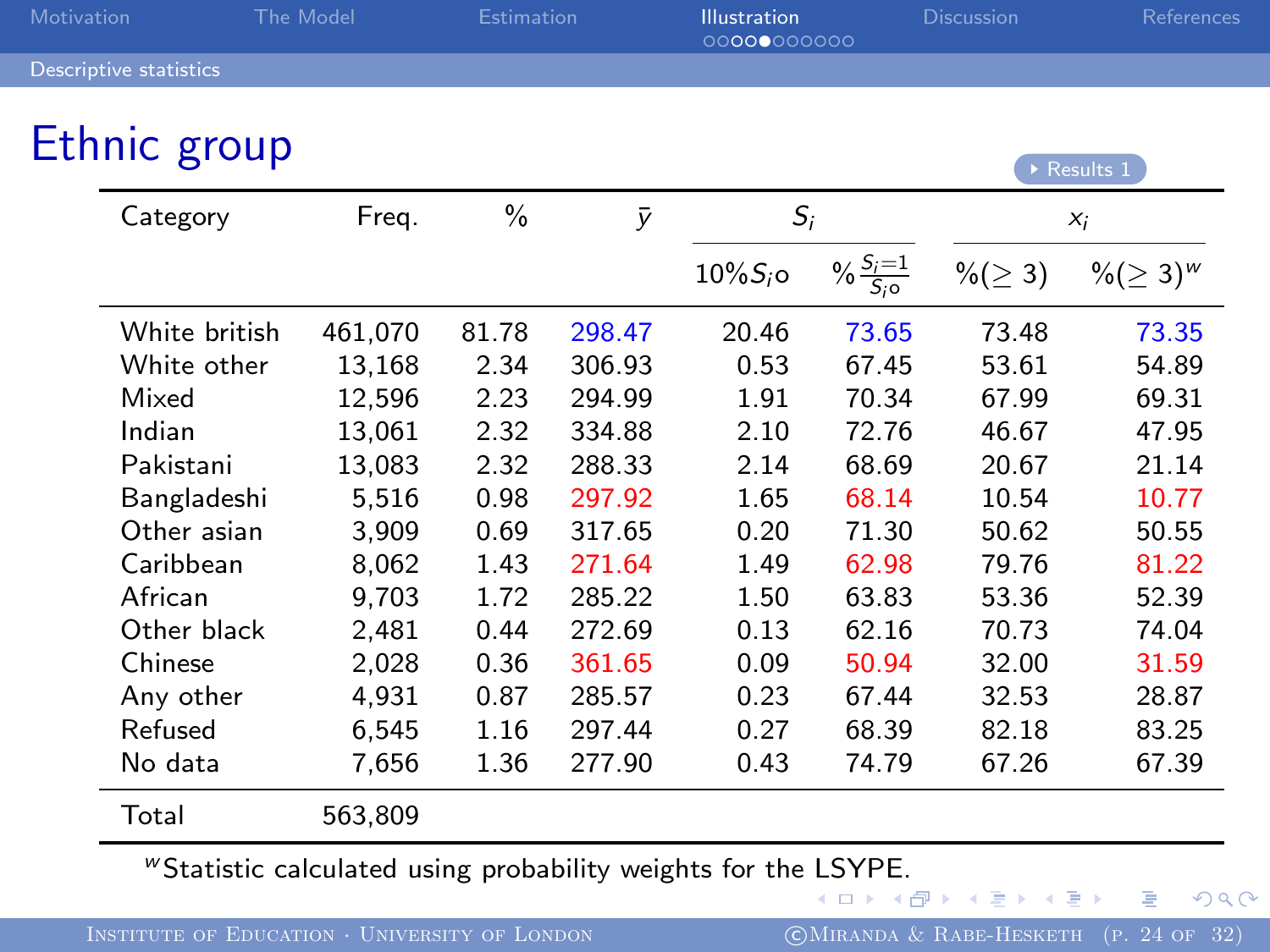# Ethnic group

Results 1

| Category | Freq. | % | $\bar{y}$ | $S_i$ | | $x_i$ | |
|---|---|---|---|---|---|---|---|
| | | | | $10\%S_i\text{o}$ | $\%\frac{S_i=1}{S_i\text{o}}$ | $\%(\geq 3)$ | $\%(\geq 3)^w$ |
| White british | 461,070 | 81.78 | 298.47 | 20.46 | 73.65 | 73.48 | 73.35 |
| White other | 13,168 | 2.34 | 306.93 | 0.53 | 67.45 | 53.61 | 54.89 |
| Mixed | 12,596 | 2.23 | 294.99 | 1.91 | 70.34 | 67.99 | 69.31 |
| Indian | 13,061 | 2.32 | 334.88 | 2.10 | 72.76 | 46.67 | 47.95 |
| Pakistani | 13,083 | 2.32 | 288.33 | 2.14 | 68.69 | 20.67 | 21.14 |
| Bangladeshi | 5,516 | 0.98 | 297.92 | 1.65 | 68.14 | 10.54 | 10.77 |
| Other asian | 3,909 | 0.69 | 317.65 | 0.20 | 71.30 | 50.62 | 50.55 |
| Caribbean | 8,062 | 1.43 | 271.64 | 1.49 | 62.98 | 79.76 | 81.22 |
| African | 9,703 | 1.72 | 285.22 | 1.50 | 63.83 | 53.36 | 52.39 |
| Other black | 2,481 | 0.44 | 272.69 | 0.13 | 62.16 | 70.73 | 74.04 |
| Chinese | 2,028 | 0.36 | 361.65 | 0.09 | 50.94 | 32.00 | 31.59 |
| Any other | 4,931 | 0.87 | 285.57 | 0.23 | 67.44 | 32.53 | 28.87 |
| Refused | 6,545 | 1.16 | 297.44 | 0.27 | 68.39 | 82.18 | 83.25 |
| No data | 7,656 | 1.36 | 277.90 | 0.43 | 74.79 | 67.26 | 67.39 |
| Total | 563,809 | | | | | | |

$^w$Statistic calculated using probability weights for the LSYPE.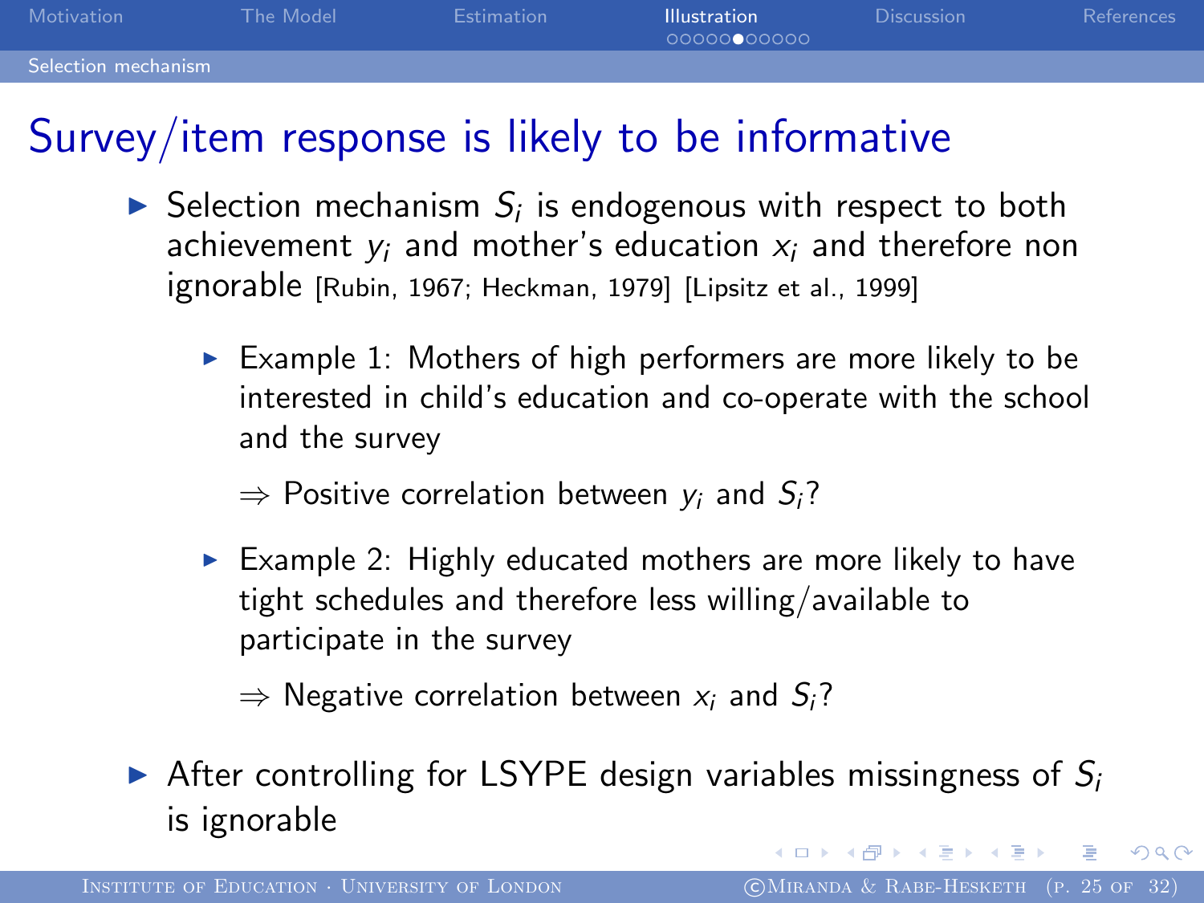# Survey/item response is likely to be informative

- Selection mechanism $S_i$ is endogenous with respect to both achievement $y_i$ and mother's education $x_i$ and therefore non ignorable [Rubin, 1967; Heckman, 1979] [Lipsitz et al., 1999]
  - Example 1: Mothers of high performers are more likely to be interested in child's education and co-operate with the school and the survey

    $\Rightarrow$ Positive correlation between $y_i$ and $S_i$?

  - Example 2: Highly educated mothers are more likely to have tight schedules and therefore less willing/available to participate in the survey

    $\Rightarrow$ Negative correlation between $x_i$ and $S_i$?

- After controlling for LSYPE design variables missingness of $S_i$ is ignorable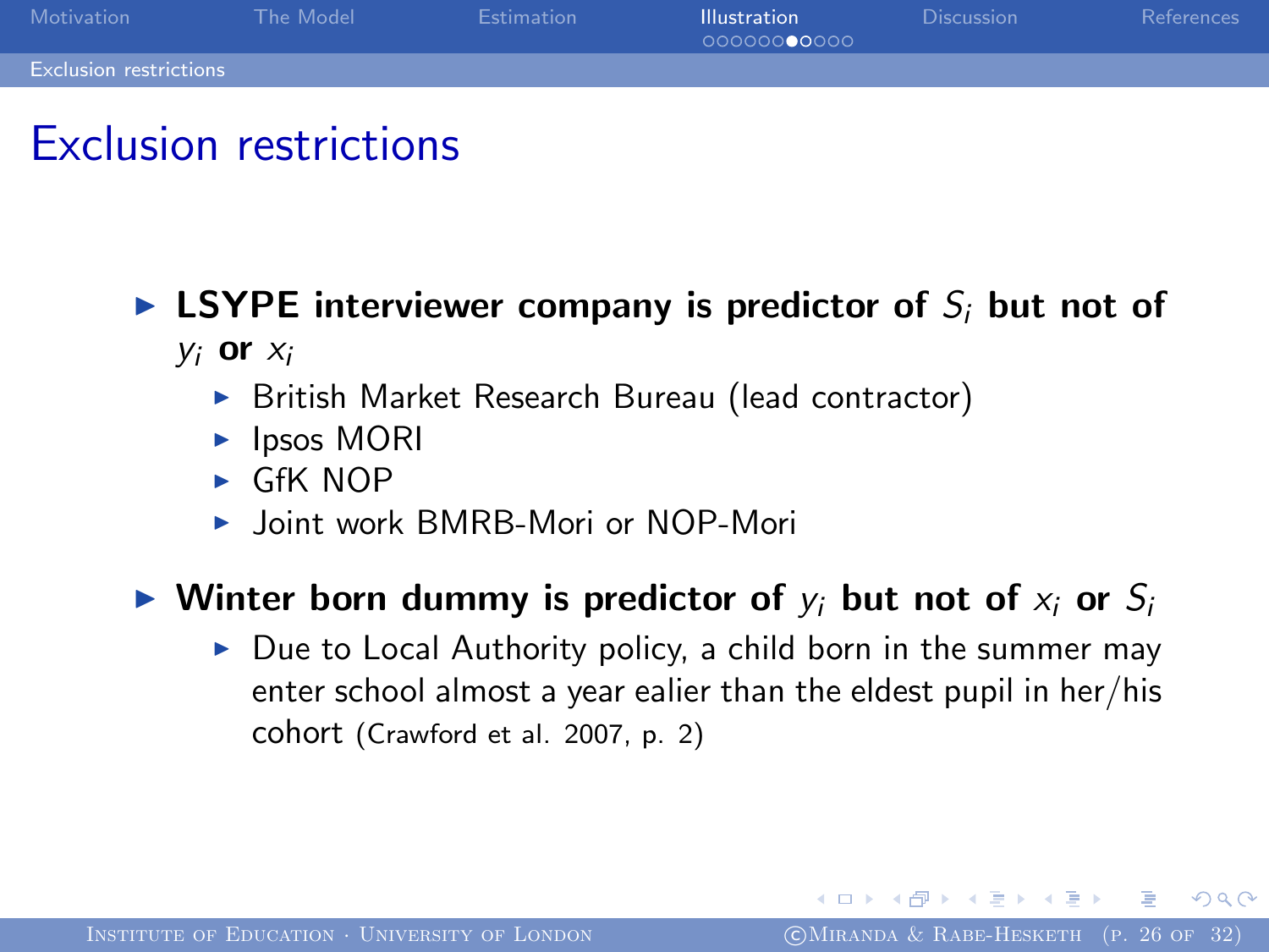# Exclusion restrictions

- **LSYPE interviewer company is predictor of $S_i$ but not of $y_i$ or $x_i$**
  - British Market Research Bureau (lead contractor)
  - Ipsos MORI
  - GfK NOP
  - Joint work BMRB-Mori or NOP-Mori
- **Winter born dummy is predictor of $y_i$ but not of $x_i$ or $S_i$**
  - Due to Local Authority policy, a child born in the summer may enter school almost a year ealier than the eldest pupil in her/his cohort (Crawford et al. 2007, p. 2)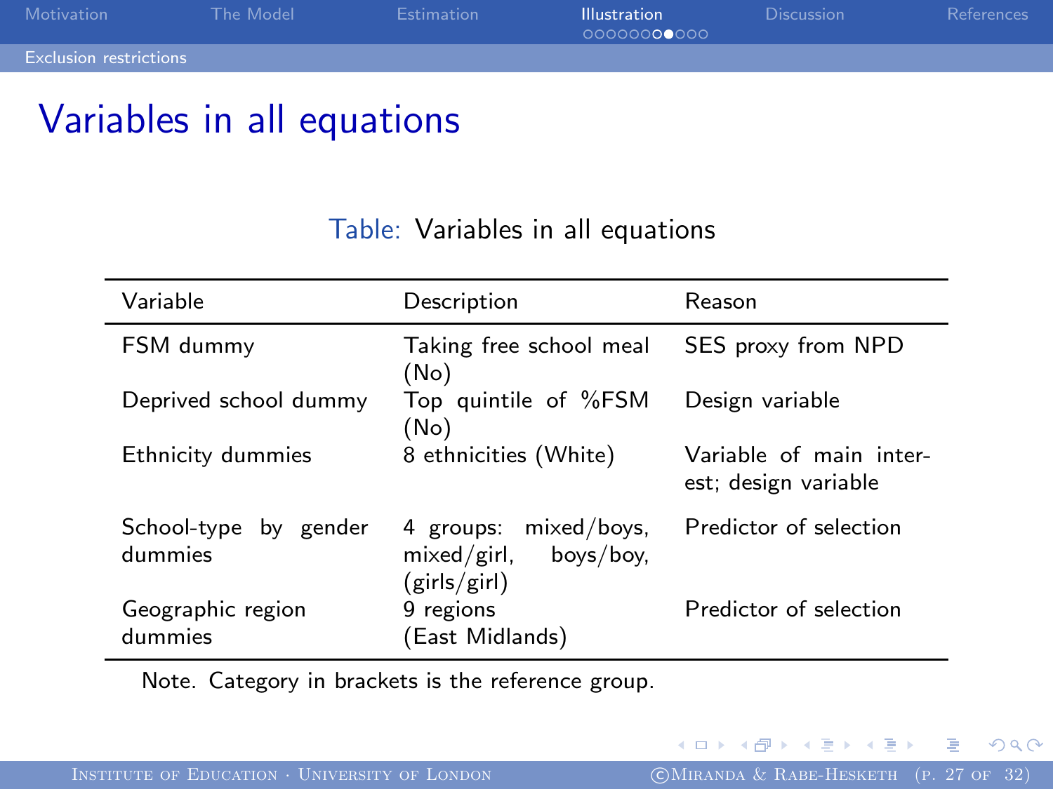# Variables in all equations

Table: Variables in all equations

| Variable | Description | Reason |
|---|---|---|
| FSM dummy | Taking free school meal (No) | SES proxy from NPD |
| Deprived school dummy | Top quintile of %FSM (No) | Design variable |
| Ethnicity dummies | 8 ethnicities (White) | Variable of main interest; design variable |
| School-type by gender dummies | 4 groups: mixed/boys, mixed/girl, boys/boy, (girls/girl) | Predictor of selection |
| Geographic region dummies | 9 regions (East Midlands) | Predictor of selection |

Note. Category in brackets is the reference group.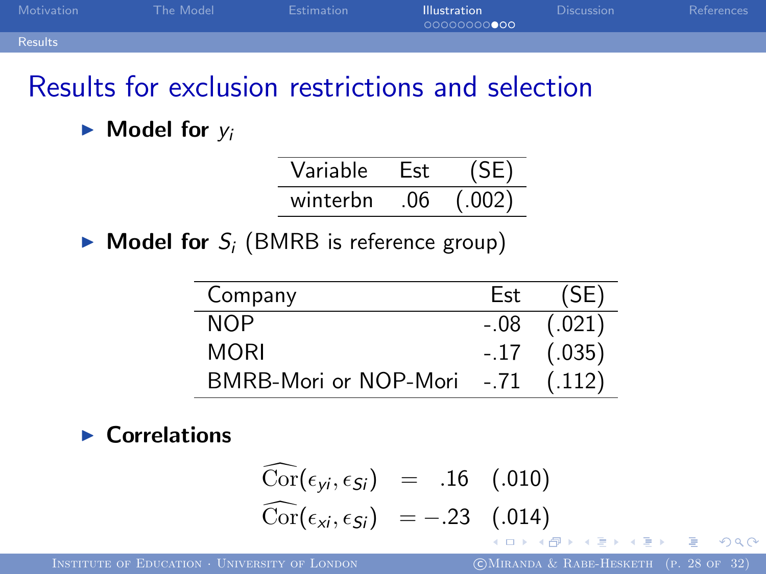# Results for exclusion restrictions and selection

- **Model for $y_i$**

| Variable | Est | (SE) |
|---|---|---|
| winterbn | .06 | (.002) |

- **Model for $S_i$** (BMRB is reference group)

| Company | Est | (SE) |
|---|---|---|
| NOP | -.08 | (.021) |
| MORI | -.17 | (.035) |
| BMRB-Mori or NOP-Mori | -.71 | (.112) |

- **Correlations**

$$\widehat{\text{Cor}}(\epsilon_{yi}, \epsilon_{Si}) = .16 \quad (.010)$$

$$\widehat{\text{Cor}}(\epsilon_{xi}, \epsilon_{Si}) = -.23 \quad (.014)$$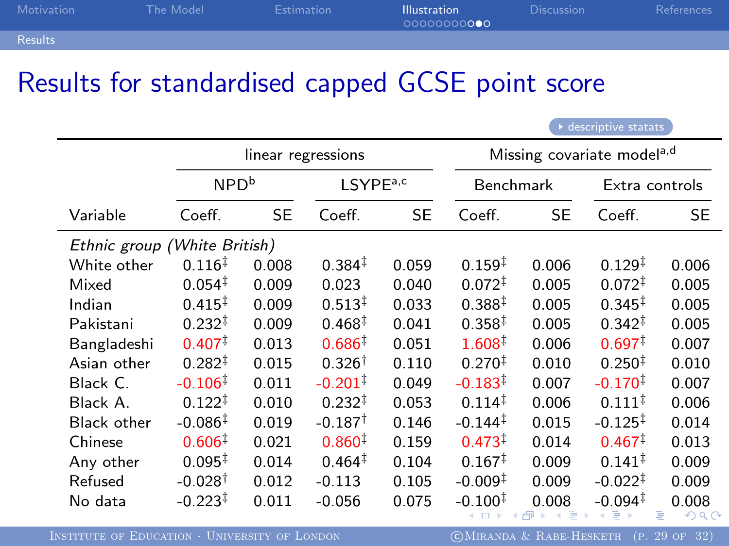# Results for standardised capped GCSE point score

descriptive statats

| | linear regressions | | | | Missing covariate model[a,d] | | | |
|---|---|---|---|---|---|---|---|---|
| | NPD[b] | | LSYPE[a,c] | | Benchmark | | Extra controls | |
| Variable | Coeff. | SE | Coeff. | SE | Coeff. | SE | Coeff. | SE |
| *Ethnic group (White British)* | | | | | | | | |
| White other | 0.116‡ | 0.008 | 0.384‡ | 0.059 | 0.159‡ | 0.006 | 0.129‡ | 0.006 |
| Mixed | 0.054‡ | 0.009 | 0.023 | 0.040 | 0.072‡ | 0.005 | 0.072‡ | 0.005 |
| Indian | 0.415‡ | 0.009 | 0.513‡ | 0.033 | 0.388‡ | 0.005 | 0.345‡ | 0.005 |
| Pakistani | 0.232‡ | 0.009 | 0.468‡ | 0.041 | 0.358‡ | 0.005 | 0.342‡ | 0.005 |
| Bangladeshi | 0.407‡ | 0.013 | 0.686‡ | 0.051 | 1.608‡ | 0.006 | 0.697‡ | 0.007 |
| Asian other | 0.282‡ | 0.015 | 0.326† | 0.110 | 0.270‡ | 0.010 | 0.250‡ | 0.010 |
| Black C. | -0.106‡ | 0.011 | -0.201‡ | 0.049 | -0.183‡ | 0.007 | -0.170‡ | 0.007 |
| Black A. | 0.122‡ | 0.010 | 0.232‡ | 0.053 | 0.114‡ | 0.006 | 0.111‡ | 0.006 |
| Black other | -0.086‡ | 0.019 | -0.187† | 0.146 | -0.144‡ | 0.015 | -0.125‡ | 0.014 |
| Chinese | 0.606‡ | 0.021 | 0.860‡ | 0.159 | 0.473‡ | 0.014 | 0.467‡ | 0.013 |
| Any other | 0.095‡ | 0.014 | 0.464‡ | 0.104 | 0.167‡ | 0.009 | 0.141‡ | 0.009 |
| Refused | -0.028† | 0.012 | -0.113 | 0.105 | -0.009‡ | 0.009 | -0.022‡ | 0.009 |
| No data | -0.223‡ | 0.011 | -0.056 | 0.075 | -0.100‡ | 0.008 | -0.094‡ | 0.008 |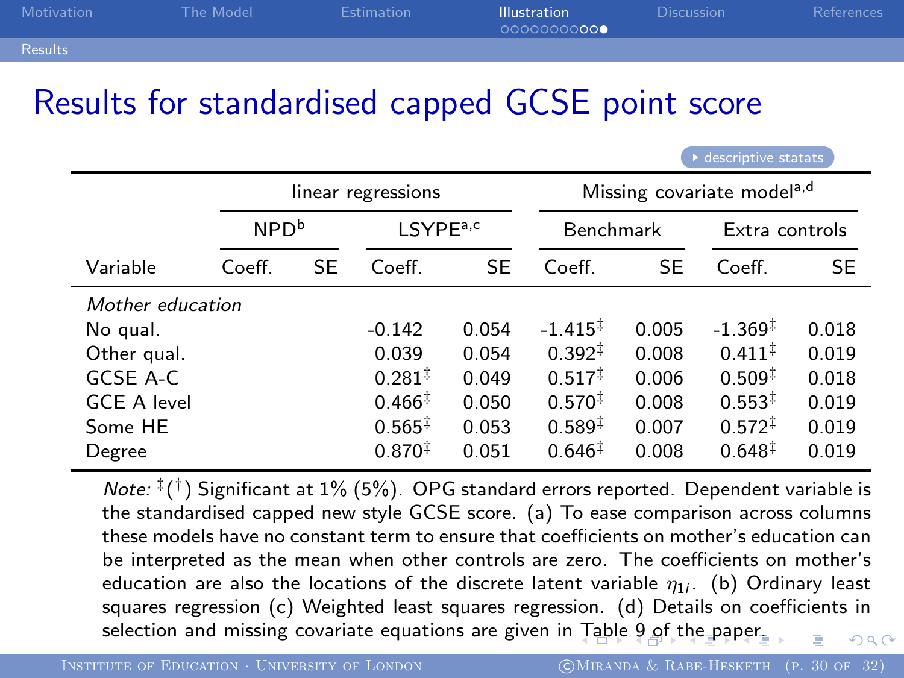# Results for standardised capped GCSE point score

▸ descriptive statats

| | linear regressions | | | | Missing covariate model[a,d] | | | |
|---|---|---|---|---|---|---|---|---|
| | NPD[b] | | LSYPE[a,c] | | Benchmark | | Extra controls | |
| Variable | Coeff. | SE | Coeff. | SE | Coeff. | SE | Coeff. | SE |
| *Mother education* | | | | | | | | |
| No qual. | | | -0.142 | 0.054 | -1.415‡ | 0.005 | -1.369‡ | 0.018 |
| Other qual. | | | 0.039 | 0.054 | 0.392‡ | 0.008 | 0.411‡ | 0.019 |
| GCSE A-C | | | 0.281‡ | 0.049 | 0.517‡ | 0.006 | 0.509‡ | 0.018 |
| GCE A level | | | 0.466‡ | 0.050 | 0.570‡ | 0.008 | 0.553‡ | 0.019 |
| Some HE | | | 0.565‡ | 0.053 | 0.589‡ | 0.007 | 0.572‡ | 0.019 |
| Degree | | | 0.870‡ | 0.051 | 0.646‡ | 0.008 | 0.648‡ | 0.019 |

*Note:* ‡(†) Significant at 1% (5%). OPG standard errors reported. Dependent variable is the standardised capped new style GCSE score. (a) To ease comparison across columns these models have no constant term to ensure that coefficients on mother's education can be interpreted as the mean when other controls are zero. The coefficients on mother's education are also the locations of the discrete latent variable $\eta_{1i}$. (b) Ordinary least squares regression (c) Weighted least squares regression. (d) Details on coefficients in selection and missing covariate equations are given in Table 9 of the paper.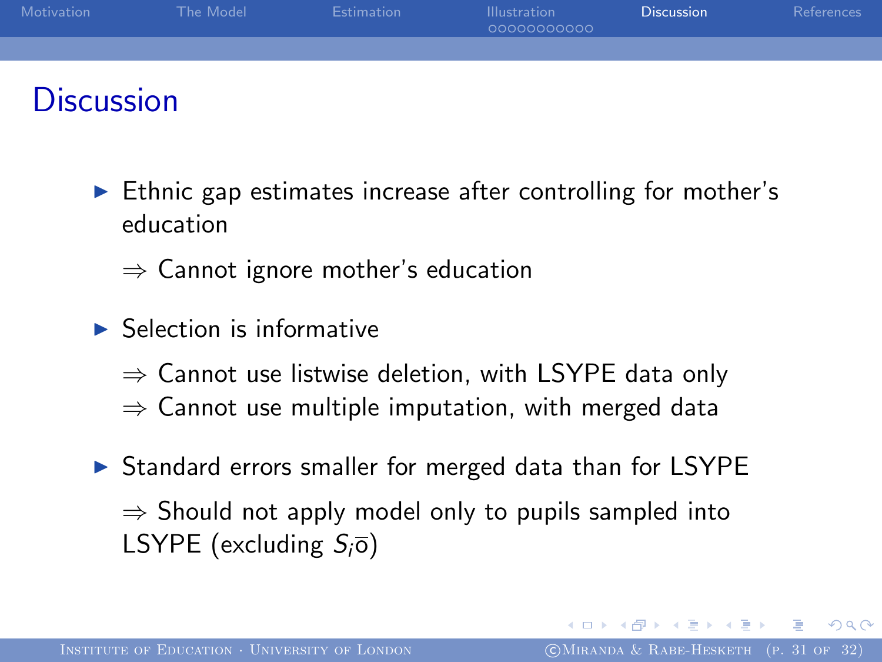# Discussion

- Ethnic gap estimates increase after controlling for mother's education

  $\Rightarrow$ Cannot ignore mother's education

- Selection is informative

  $\Rightarrow$ Cannot use listwise deletion, with LSYPE data only
  $\Rightarrow$ Cannot use multiple imputation, with merged data

- Standard errors smaller for merged data than for LSYPE

  $\Rightarrow$ Should not apply model only to pupils sampled into LSYPE (excluding $S_i\bar{o}$)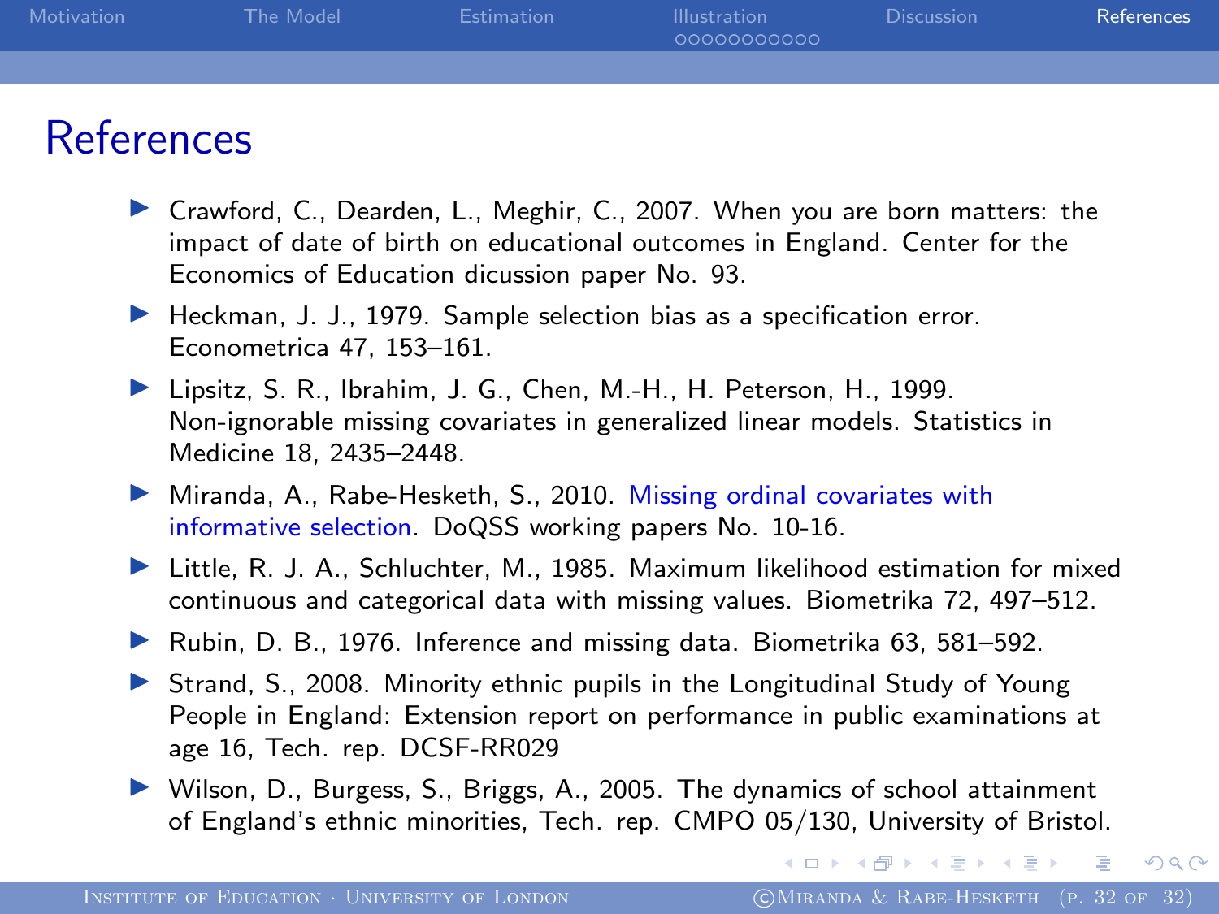# References

- Crawford, C., Dearden, L., Meghir, C., 2007. When you are born matters: the impact of date of birth on educational outcomes in England. Center for the Economics of Education dicussion paper No. 93.
- Heckman, J. J., 1979. Sample selection bias as a specification error. Econometrica 47, 153–161.
- Lipsitz, S. R., Ibrahim, J. G., Chen, M.-H., H. Peterson, H., 1999. Non-ignorable missing covariates in generalized linear models. Statistics in Medicine 18, 2435–2448.
- Miranda, A., Rabe-Hesketh, S., 2010. Missing ordinal covariates with informative selection. DoQSS working papers No. 10-16.
- Little, R. J. A., Schluchter, M., 1985. Maximum likelihood estimation for mixed continuous and categorical data with missing values. Biometrika 72, 497–512.
- Rubin, D. B., 1976. Inference and missing data. Biometrika 63, 581–592.
- Strand, S., 2008. Minority ethnic pupils in the Longitudinal Study of Young People in England: Extension report on performance in public examinations at age 16, Tech. rep. DCSF-RR029
- Wilson, D., Burgess, S., Briggs, A., 2005. The dynamics of school attainment of England's ethnic minorities, Tech. rep. CMPO 05/130, University of Bristol.